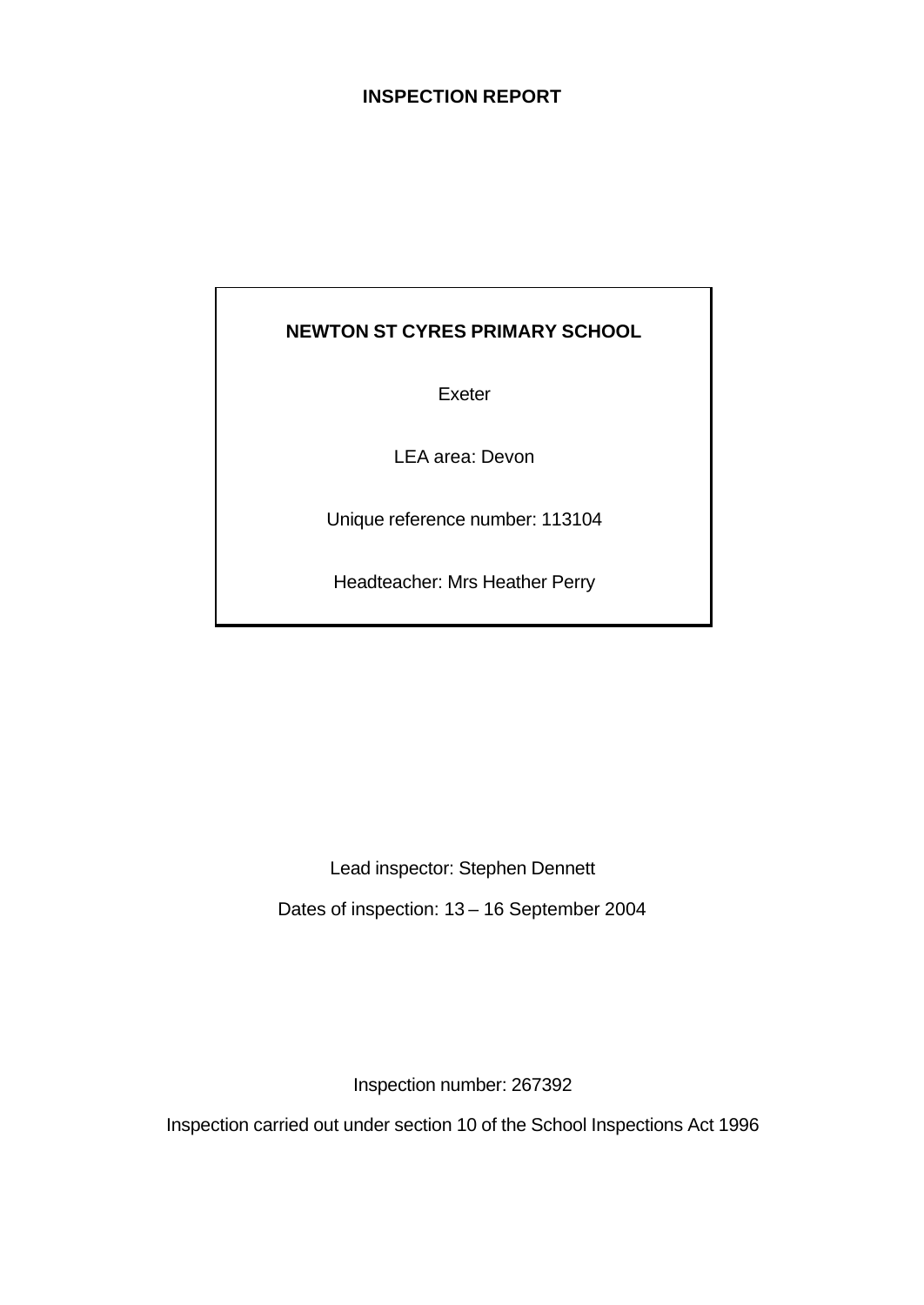# INSPECTION REPORT

**NEWTON ST CYRES PRIMARY SCHOOL**

Exeter

LEA area: Devon

Unique reference number: 113104

Headteacher: Mrs Heather Perry

Lead inspector: Stephen Dennett

Dates of inspection: 13 – 16 September 2004

Inspection number: 267392

Inspection carried out under section 10 of the School Inspections Act 1996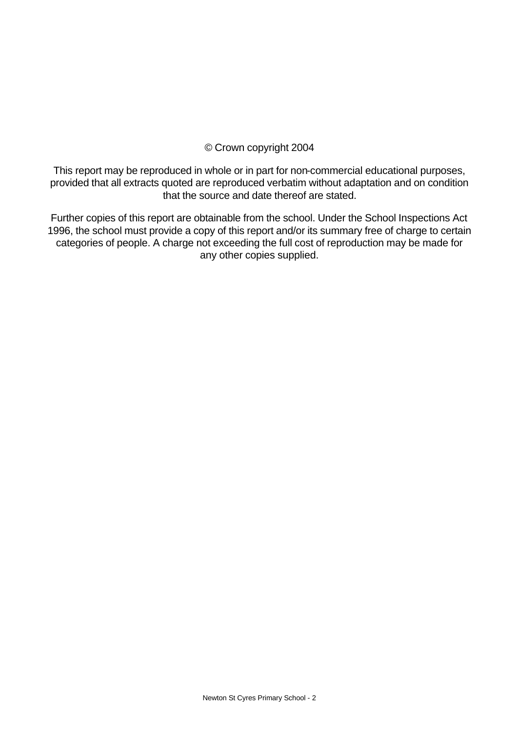© Crown copyright 2004

This report may be reproduced in whole or in part for non-commercial educational purposes, provided that all extracts quoted are reproduced verbatim without adaptation and on condition that the source and date thereof are stated.

Further copies of this report are obtainable from the school. Under the School Inspections Act 1996, the school must provide a copy of this report and/or its summary free of charge to certain categories of people. A charge not exceeding the full cost of reproduction may be made for any other copies supplied.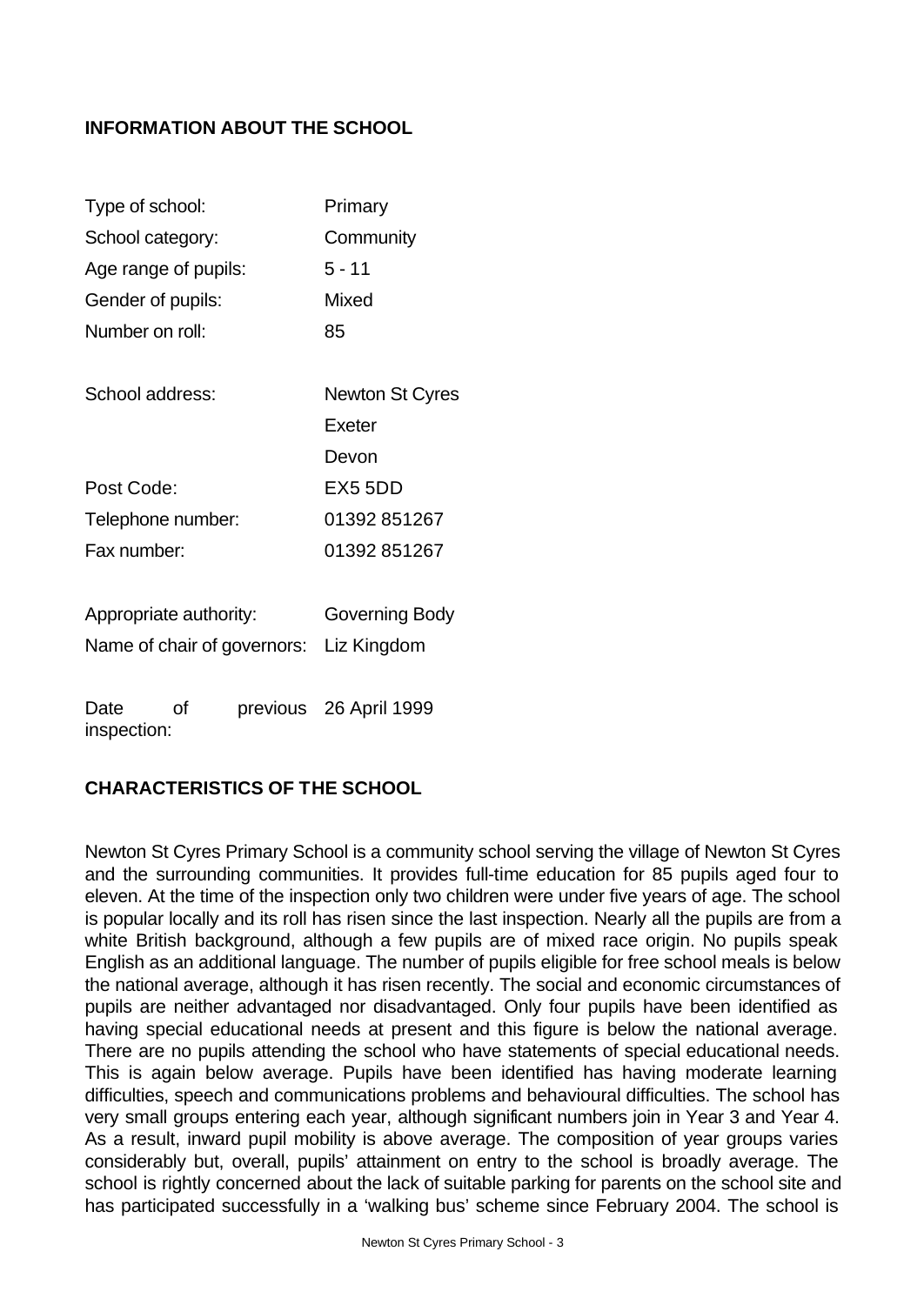## INFORMATION ABOUT THE SCHOOL

| | |
|---|---|
| Type of school: | Primary |
| School category: | Community |
| Age range of pupils: | 5 - 11 |
| Gender of pupils: | Mixed |
| Number on roll: | 85 |
| School address: | Newton St Cyres<br>Exeter<br>Devon |
| Post Code: | EX5 5DD |
| Telephone number: | 01392 851267 |
| Fax number: | 01392 851267 |
| Appropriate authority: | Governing Body |
| Name of chair of governors: | Liz Kingdom |
| Date of previous inspection: | 26 April 1999 |

## CHARACTERISTICS OF THE SCHOOL

Newton St Cyres Primary School is a community school serving the village of Newton St Cyres and the surrounding communities. It provides full-time education for 85 pupils aged four to eleven. At the time of the inspection only two children were under five years of age. The school is popular locally and its roll has risen since the last inspection. Nearly all the pupils are from a white British background, although a few pupils are of mixed race origin. No pupils speak English as an additional language. The number of pupils eligible for free school meals is below the national average, although it has risen recently. The social and economic circumstances of pupils are neither advantaged nor disadvantaged. Only four pupils have been identified as having special educational needs at present and this figure is below the national average. There are no pupils attending the school who have statements of special educational needs. This is again below average. Pupils have been identified has having moderate learning difficulties, speech and communications problems and behavioural difficulties. The school has very small groups entering each year, although significant numbers join in Year 3 and Year 4. As a result, inward pupil mobility is above average. The composition of year groups varies considerably but, overall, pupils' attainment on entry to the school is broadly average. The school is rightly concerned about the lack of suitable parking for parents on the school site and has participated successfully in a 'walking bus' scheme since February 2004. The school is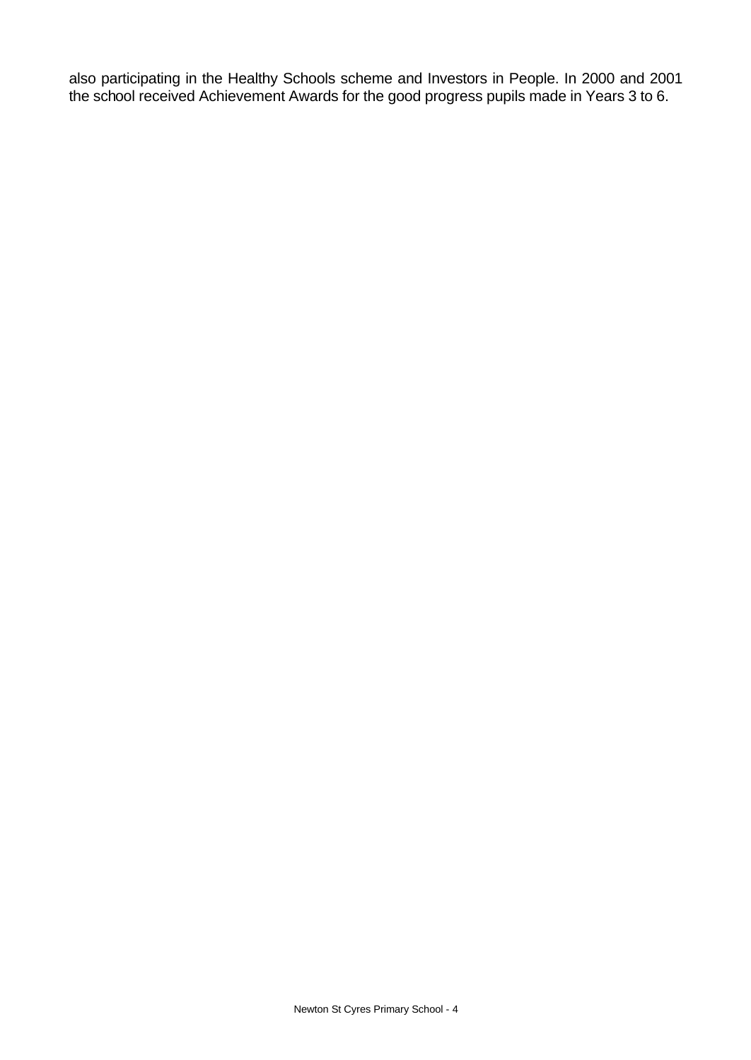also participating in the Healthy Schools scheme and Investors in People. In 2000 and 2001 the school received Achievement Awards for the good progress pupils made in Years 3 to 6.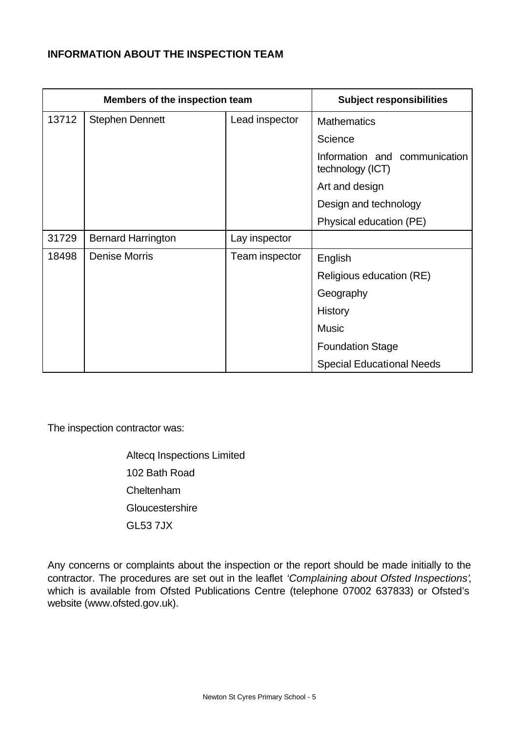**INFORMATION ABOUT THE INSPECTION TEAM**

| Members of the inspection team | | | Subject responsibilities |
|---|---|---|---|
| 13712 | Stephen Dennett | Lead inspector | Mathematics<br>Science<br>Information and communication technology (ICT)<br>Art and design<br>Design and technology<br>Physical education (PE) |
| 31729 | Bernard Harrington | Lay inspector | |
| 18498 | Denise Morris | Team inspector | English<br>Religious education (RE)<br>Geography<br>History<br>Music<br>Foundation Stage<br>Special Educational Needs |

The inspection contractor was:

Altecq Inspections Limited
102 Bath Road
Cheltenham
Gloucestershire
GL53 7JX

Any concerns or complaints about the inspection or the report should be made initially to the contractor. The procedures are set out in the leaflet *'Complaining about Ofsted Inspections'*, which is available from Ofsted Publications Centre (telephone 07002 637833) or Ofsted's website (www.ofsted.gov.uk).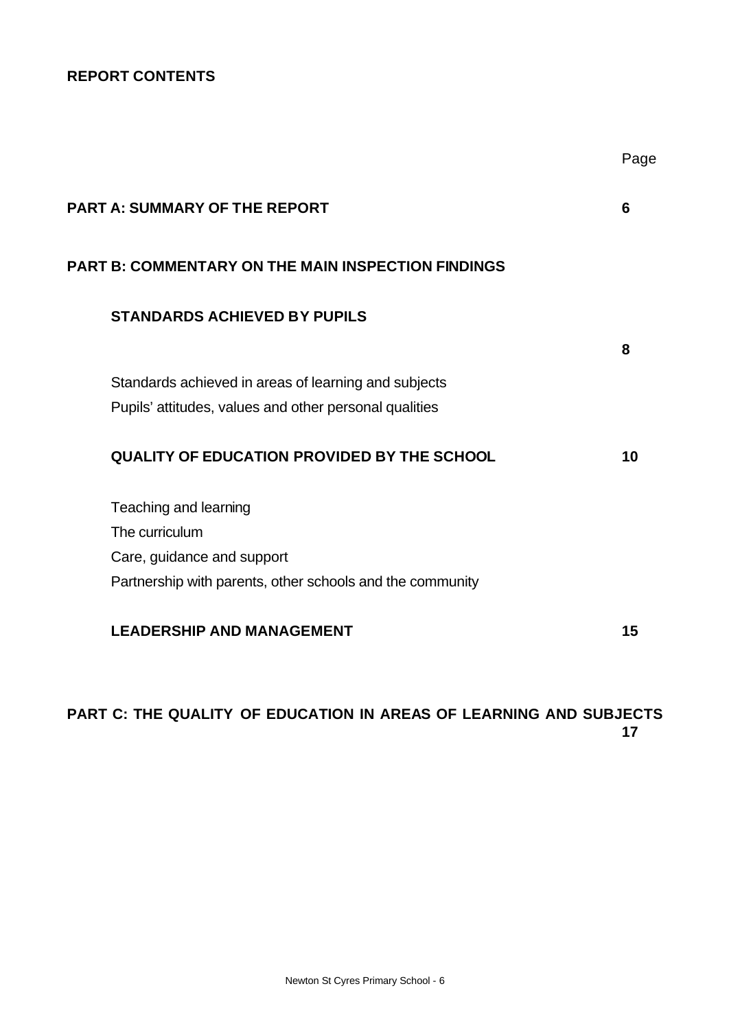**REPORT CONTENTS**

| | Page |
|---|---|
| **PART A: SUMMARY OF THE REPORT** | **6** |
| **PART B: COMMENTARY ON THE MAIN INSPECTION FINDINGS** | |
| **STANDARDS ACHIEVED BY PUPILS** | **8** |
| Standards achieved in areas of learning and subjects | |
| Pupils' attitudes, values and other personal qualities | |
| **QUALITY OF EDUCATION PROVIDED BY THE SCHOOL** | **10** |
| Teaching and learning | |
| The curriculum | |
| Care, guidance and support | |
| Partnership with parents, other schools and the community | |
| **LEADERSHIP AND MANAGEMENT** | **15** |
| **PART C: THE QUALITY OF EDUCATION IN AREAS OF LEARNING AND SUBJECTS** | **17** |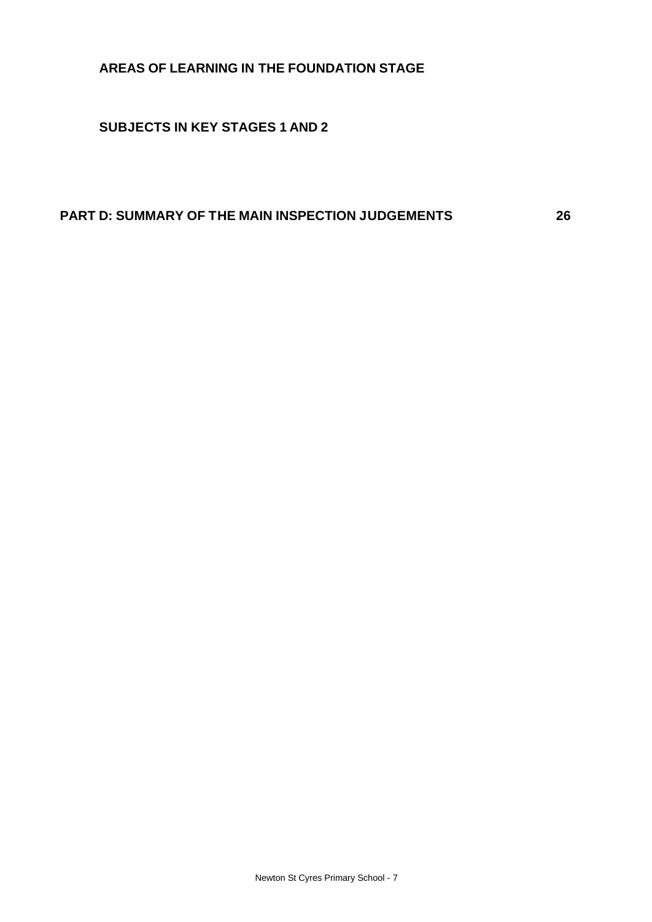**AREAS OF LEARNING IN THE FOUNDATION STAGE**

**SUBJECTS IN KEY STAGES 1 AND 2**

**PART D: SUMMARY OF THE MAIN INSPECTION JUDGEMENTS 26**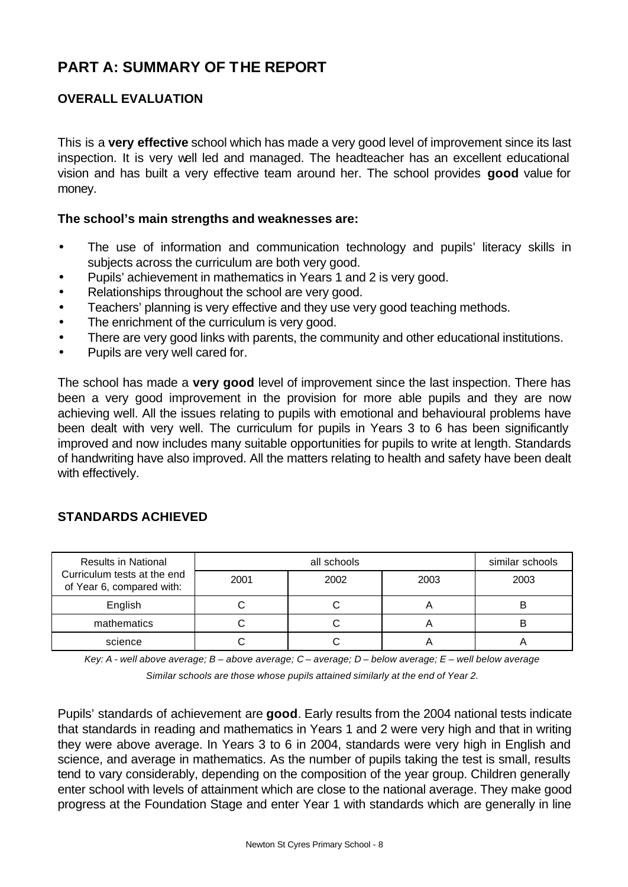# PART A: SUMMARY OF THE REPORT

## OVERALL EVALUATION

This is a **very effective** school which has made a very good level of improvement since its last inspection. It is very well led and managed. The headteacher has an excellent educational vision and has built a very effective team around her. The school provides **good** value for money.

### The school's main strengths and weaknesses are:

- The use of information and communication technology and pupils' literacy skills in subjects across the curriculum are both very good.
- Pupils' achievement in mathematics in Years 1 and 2 is very good.
- Relationships throughout the school are very good.
- Teachers' planning is very effective and they use very good teaching methods.
- The enrichment of the curriculum is very good.
- There are very good links with parents, the community and other educational institutions.
- Pupils are very well cared for.

The school has made a **very good** level of improvement since the last inspection. There has been a very good improvement in the provision for more able pupils and they are now achieving well. All the issues relating to pupils with emotional and behavioural problems have been dealt with very well. The curriculum for pupils in Years 3 to 6 has been significantly improved and now includes many suitable opportunities for pupils to write at length. Standards of handwriting have also improved. All the matters relating to health and safety have been dealt with effectively.

## STANDARDS ACHIEVED

| Results in National Curriculum tests at the end of Year 6, compared with: | all schools | | | similar schools |
|---|---|---|---|---|
| | 2001 | 2002 | 2003 | 2003 |
| English | C | C | A | B |
| mathematics | C | C | A | B |
| science | C | C | A | A |

*Key: A - well above average; B – above average; C – average; D – below average; E – well below average*

*Similar schools are those whose pupils attained similarly at the end of Year 2.*

Pupils' standards of achievement are **good**. Early results from the 2004 national tests indicate that standards in reading and mathematics in Years 1 and 2 were very high and that in writing they were above average. In Years 3 to 6 in 2004, standards were very high in English and science, and average in mathematics. As the number of pupils taking the test is small, results tend to vary considerably, depending on the composition of the year group. Children generally enter school with levels of attainment which are close to the national average. They make good progress at the Foundation Stage and enter Year 1 with standards which are generally in line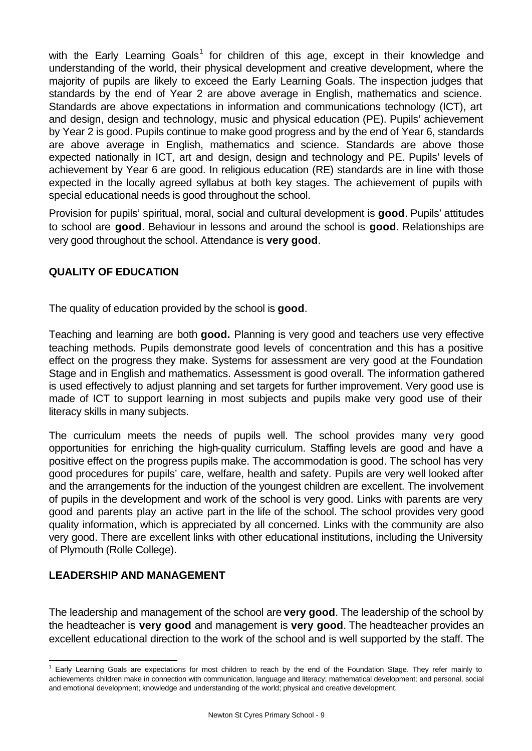with the Early Learning Goals[1] for children of this age, except in their knowledge and understanding of the world, their physical development and creative development, where the majority of pupils are likely to exceed the Early Learning Goals. The inspection judges that standards by the end of Year 2 are above average in English, mathematics and science. Standards are above expectations in information and communications technology (ICT), art and design, design and technology, music and physical education (PE). Pupils' achievement by Year 2 is good. Pupils continue to make good progress and by the end of Year 6, standards are above average in English, mathematics and science. Standards are above those expected nationally in ICT, art and design, design and technology and PE. Pupils' levels of achievement by Year 6 are good. In religious education (RE) standards are in line with those expected in the locally agreed syllabus at both key stages. The achievement of pupils with special educational needs is good throughout the school.

Provision for pupils' spiritual, moral, social and cultural development is **good**. Pupils' attitudes to school are **good**. Behaviour in lessons and around the school is **good**. Relationships are very good throughout the school. Attendance is **very good**.

## QUALITY OF EDUCATION

The quality of education provided by the school is **good**.

Teaching and learning are both **good.** Planning is very good and teachers use very effective teaching methods. Pupils demonstrate good levels of concentration and this has a positive effect on the progress they make. Systems for assessment are very good at the Foundation Stage and in English and mathematics. Assessment is good overall. The information gathered is used effectively to adjust planning and set targets for further improvement. Very good use is made of ICT to support learning in most subjects and pupils make very good use of their literacy skills in many subjects.

The curriculum meets the needs of pupils well. The school provides many very good opportunities for enriching the high-quality curriculum. Staffing levels are good and have a positive effect on the progress pupils make. The accommodation is good. The school has very good procedures for pupils' care, welfare, health and safety. Pupils are very well looked after and the arrangements for the induction of the youngest children are excellent. The involvement of pupils in the development and work of the school is very good. Links with parents are very good and parents play an active part in the life of the school. The school provides very good quality information, which is appreciated by all concerned. Links with the community are also very good. There are excellent links with other educational institutions, including the University of Plymouth (Rolle College).

## LEADERSHIP AND MANAGEMENT

The leadership and management of the school are **very good**. The leadership of the school by the headteacher is **very good** and management is **very good**. The headteacher provides an excellent educational direction to the work of the school and is well supported by the staff. The

[1] Early Learning Goals are expectations for most children to reach by the end of the Foundation Stage. They refer mainly to achievements children make in connection with communication, language and literacy; mathematical development; and personal, social and emotional development; knowledge and understanding of the world; physical and creative development.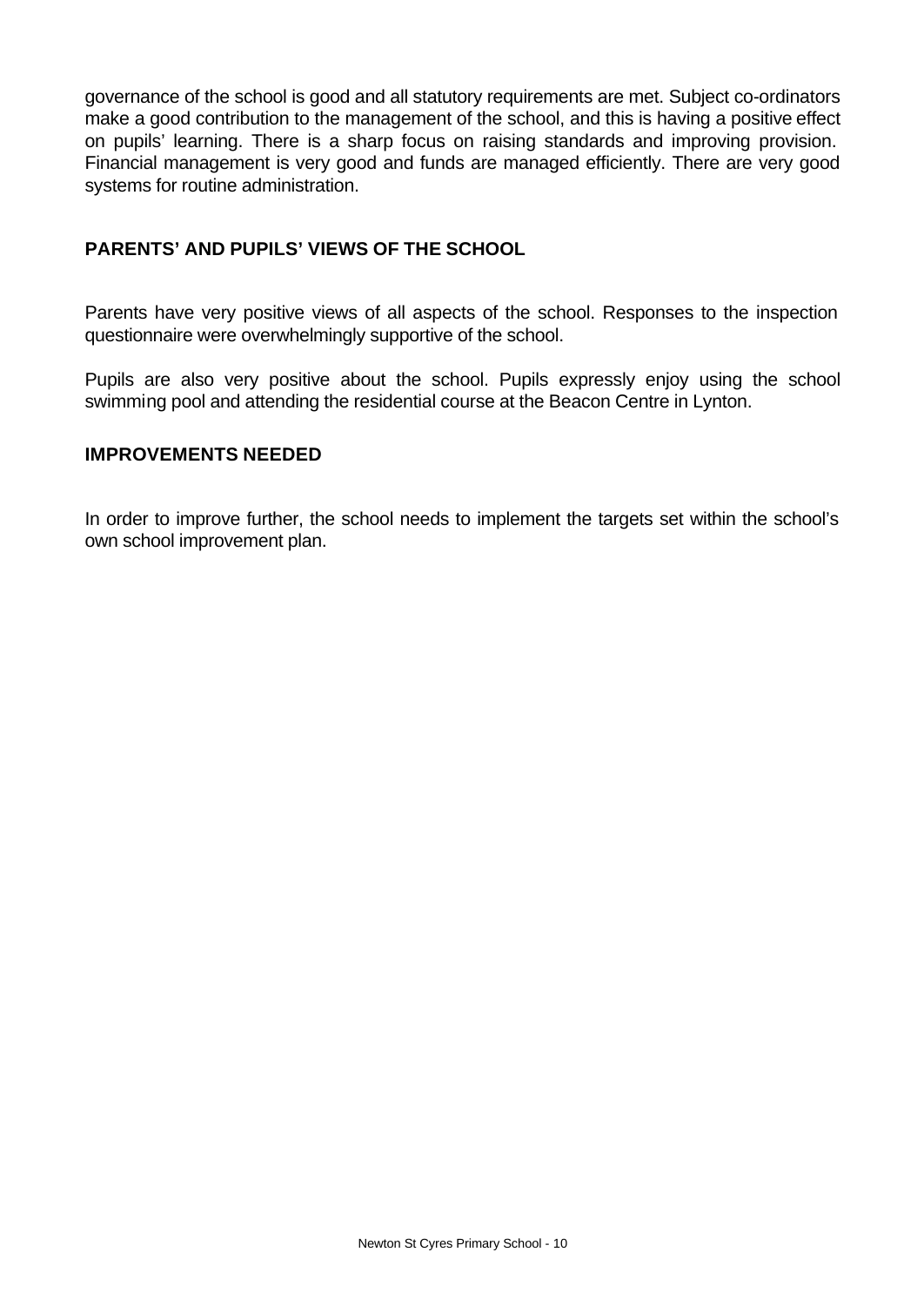governance of the school is good and all statutory requirements are met. Subject co-ordinators make a good contribution to the management of the school, and this is having a positive effect on pupils' learning. There is a sharp focus on raising standards and improving provision. Financial management is very good and funds are managed efficiently. There are very good systems for routine administration.

## PARENTS' AND PUPILS' VIEWS OF THE SCHOOL

Parents have very positive views of all aspects of the school. Responses to the inspection questionnaire were overwhelmingly supportive of the school.

Pupils are also very positive about the school. Pupils expressly enjoy using the school swimming pool and attending the residential course at the Beacon Centre in Lynton.

## IMPROVEMENTS NEEDED

In order to improve further, the school needs to implement the targets set within the school's own school improvement plan.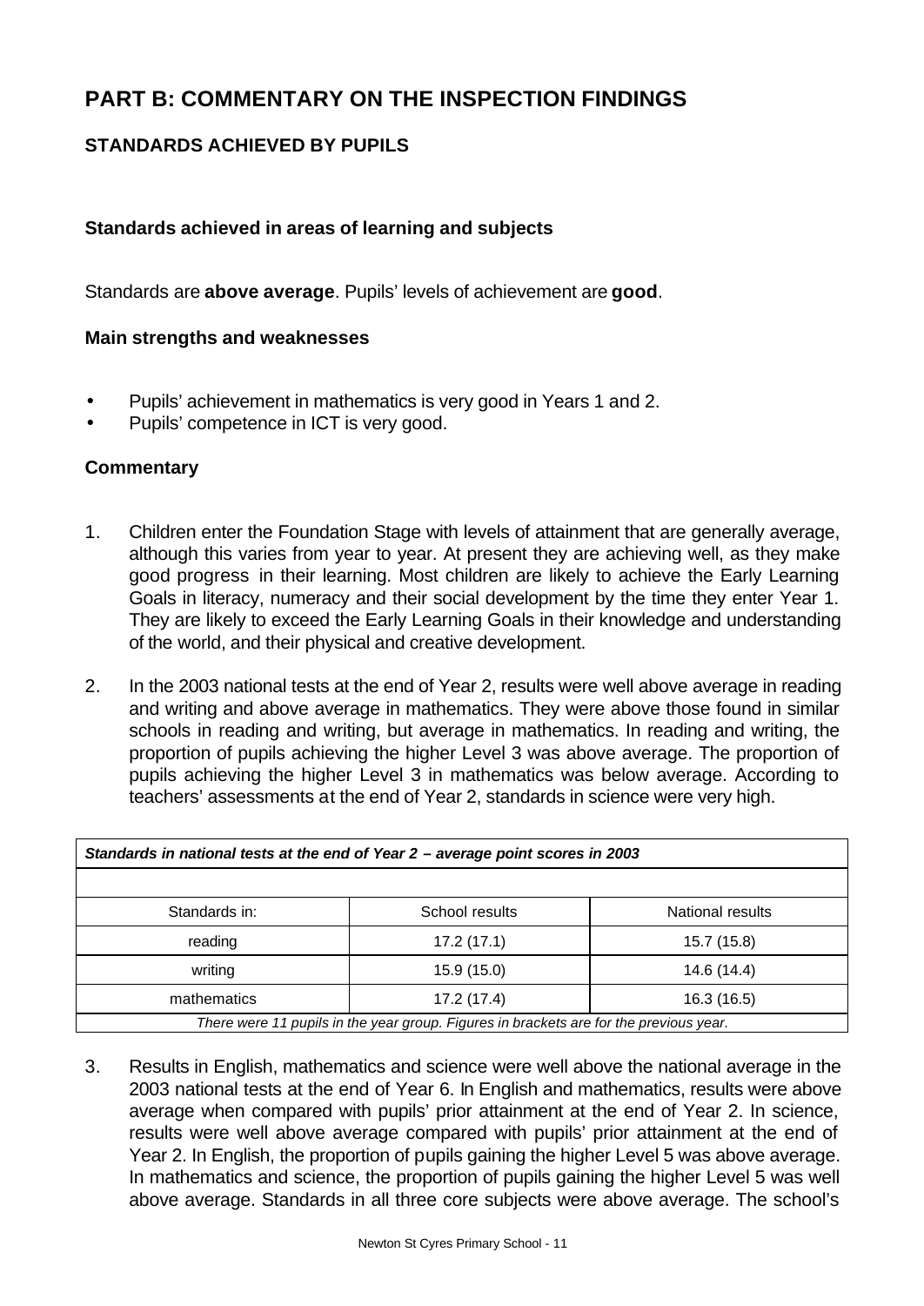# PART B: COMMENTARY ON THE INSPECTION FINDINGS

## STANDARDS ACHIEVED BY PUPILS

### Standards achieved in areas of learning and subjects

Standards are **above average**. Pupils' levels of achievement are **good**.

#### Main strengths and weaknesses

- Pupils' achievement in mathematics is very good in Years 1 and 2.
- Pupils' competence in ICT is very good.

#### Commentary

1. Children enter the Foundation Stage with levels of attainment that are generally average, although this varies from year to year. At present they are achieving well, as they make good progress in their learning. Most children are likely to achieve the Early Learning Goals in literacy, numeracy and their social development by the time they enter Year 1. They are likely to exceed the Early Learning Goals in their knowledge and understanding of the world, and their physical and creative development.

2. In the 2003 national tests at the end of Year 2, results were well above average in reading and writing and above average in mathematics. They were above those found in similar schools in reading and writing, but average in mathematics. In reading and writing, the proportion of pupils achieving the higher Level 3 was above average. The proportion of pupils achieving the higher Level 3 in mathematics was below average. According to teachers' assessments at the end of Year 2, standards in science were very high.

| *Standards in national tests at the end of Year 2 – average point scores in 2003* | | |
|---|---|---|
| Standards in: | School results | National results |
| reading | 17.2 (17.1) | 15.7 (15.8) |
| writing | 15.9 (15.0) | 14.6 (14.4) |
| mathematics | 17.2 (17.4) | 16.3 (16.5) |

*There were 11 pupils in the year group. Figures in brackets are for the previous year.*

3. Results in English, mathematics and science were well above the national average in the 2003 national tests at the end of Year 6. In English and mathematics, results were above average when compared with pupils' prior attainment at the end of Year 2. In science, results were well above average compared with pupils' prior attainment at the end of Year 2. In English, the proportion of pupils gaining the higher Level 5 was above average. In mathematics and science, the proportion of pupils gaining the higher Level 5 was well above average. Standards in all three core subjects were above average. The school's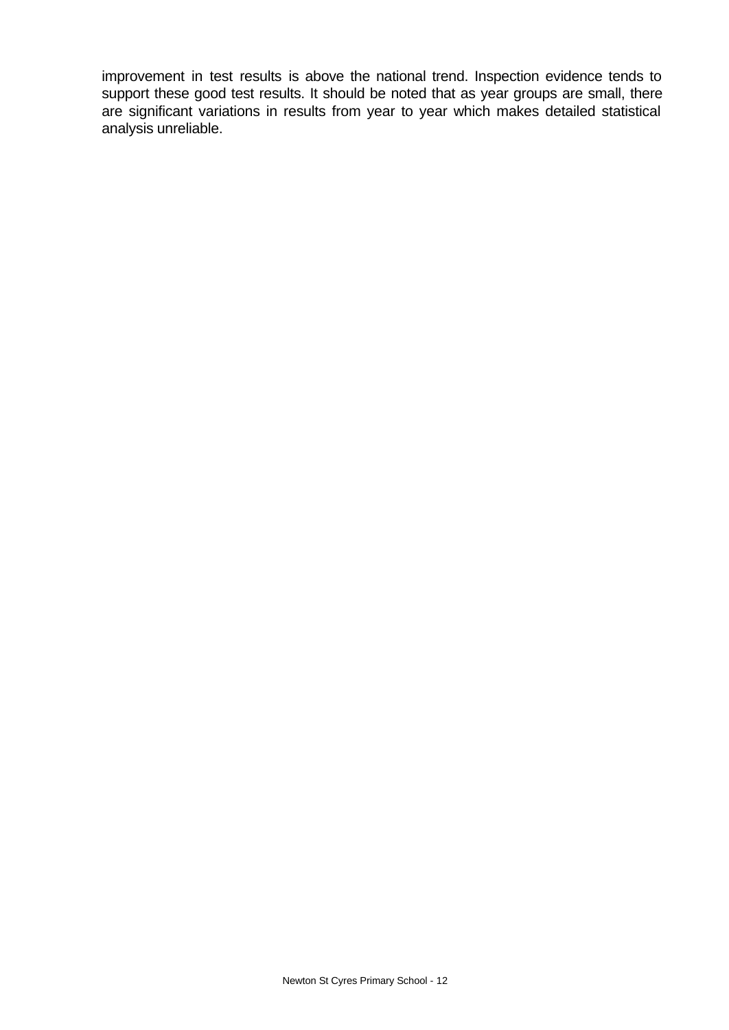improvement in test results is above the national trend. Inspection evidence tends to support these good test results. It should be noted that as year groups are small, there are significant variations in results from year to year which makes detailed statistical analysis unreliable.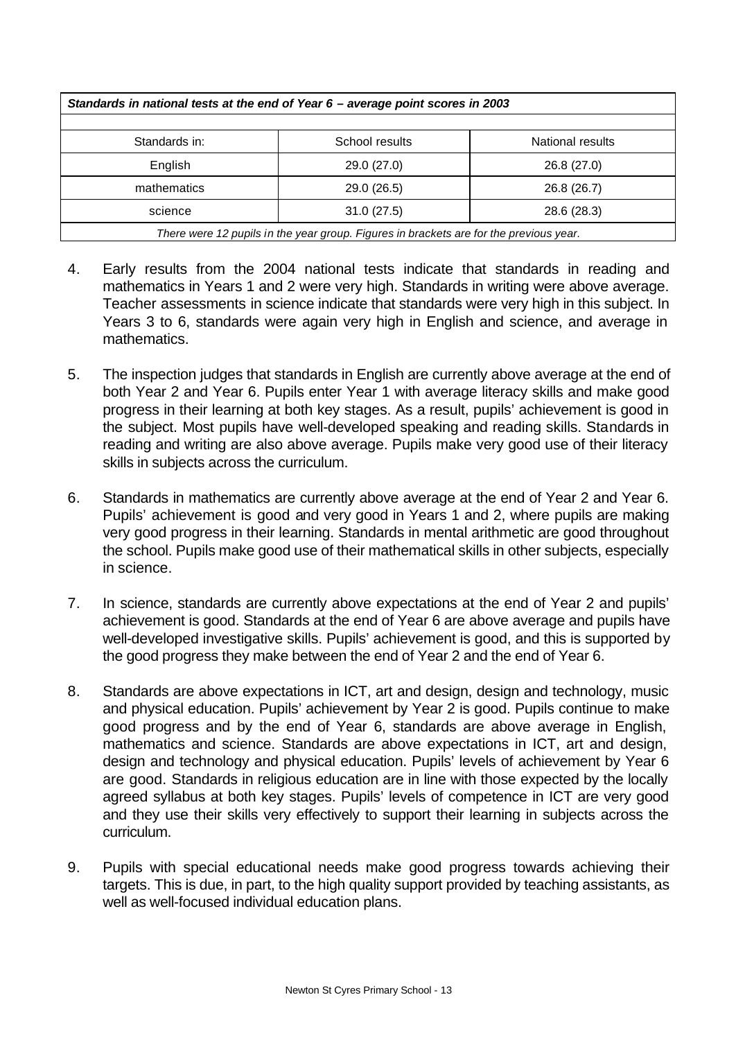| *Standards in national tests at the end of Year 6 – average point scores in 2003* | | |
|---|---|---|
| Standards in: | School results | National results |
| English | 29.0 (27.0) | 26.8 (27.0) |
| mathematics | 29.0 (26.5) | 26.8 (26.7) |
| science | 31.0 (27.5) | 28.6 (28.3) |
| *There were 12 pupils in the year group. Figures in brackets are for the previous year.* | | |

4. Early results from the 2004 national tests indicate that standards in reading and mathematics in Years 1 and 2 were very high. Standards in writing were above average. Teacher assessments in science indicate that standards were very high in this subject. In Years 3 to 6, standards were again very high in English and science, and average in mathematics.

5. The inspection judges that standards in English are currently above average at the end of both Year 2 and Year 6. Pupils enter Year 1 with average literacy skills and make good progress in their learning at both key stages. As a result, pupils' achievement is good in the subject. Most pupils have well-developed speaking and reading skills. Standards in reading and writing are also above average. Pupils make very good use of their literacy skills in subjects across the curriculum.

6. Standards in mathematics are currently above average at the end of Year 2 and Year 6. Pupils' achievement is good and very good in Years 1 and 2, where pupils are making very good progress in their learning. Standards in mental arithmetic are good throughout the school. Pupils make good use of their mathematical skills in other subjects, especially in science.

7. In science, standards are currently above expectations at the end of Year 2 and pupils' achievement is good. Standards at the end of Year 6 are above average and pupils have well-developed investigative skills. Pupils' achievement is good, and this is supported by the good progress they make between the end of Year 2 and the end of Year 6.

8. Standards are above expectations in ICT, art and design, design and technology, music and physical education. Pupils' achievement by Year 2 is good. Pupils continue to make good progress and by the end of Year 6, standards are above average in English, mathematics and science. Standards are above expectations in ICT, art and design, design and technology and physical education. Pupils' levels of achievement by Year 6 are good. Standards in religious education are in line with those expected by the locally agreed syllabus at both key stages. Pupils' levels of competence in ICT are very good and they use their skills very effectively to support their learning in subjects across the curriculum.

9. Pupils with special educational needs make good progress towards achieving their targets. This is due, in part, to the high quality support provided by teaching assistants, as well as well-focused individual education plans.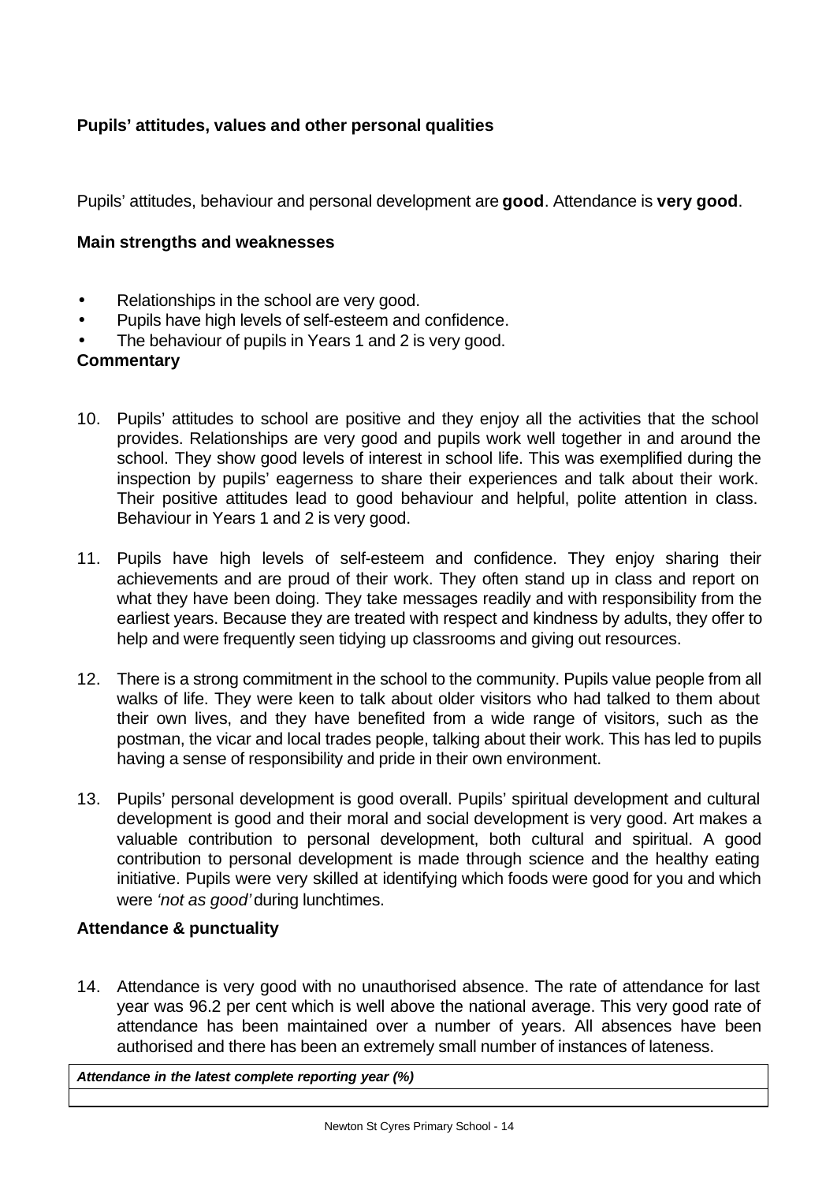## Pupils' attitudes, values and other personal qualities

Pupils' attitudes, behaviour and personal development are **good**. Attendance is **very good**.

### Main strengths and weaknesses

- Relationships in the school are very good.
- Pupils have high levels of self-esteem and confidence.
- The behaviour of pupils in Years 1 and 2 is very good.

### Commentary

10. Pupils' attitudes to school are positive and they enjoy all the activities that the school provides. Relationships are very good and pupils work well together in and around the school. They show good levels of interest in school life. This was exemplified during the inspection by pupils' eagerness to share their experiences and talk about their work. Their positive attitudes lead to good behaviour and helpful, polite attention in class. Behaviour in Years 1 and 2 is very good.

11. Pupils have high levels of self-esteem and confidence. They enjoy sharing their achievements and are proud of their work. They often stand up in class and report on what they have been doing. They take messages readily and with responsibility from the earliest years. Because they are treated with respect and kindness by adults, they offer to help and were frequently seen tidying up classrooms and giving out resources.

12. There is a strong commitment in the school to the community. Pupils value people from all walks of life. They were keen to talk about older visitors who had talked to them about their own lives, and they have benefited from a wide range of visitors, such as the postman, the vicar and local trades people, talking about their work. This has led to pupils having a sense of responsibility and pride in their own environment.

13. Pupils' personal development is good overall. Pupils' spiritual development and cultural development is good and their moral and social development is very good. Art makes a valuable contribution to personal development, both cultural and spiritual. A good contribution to personal development is made through science and the healthy eating initiative. Pupils were very skilled at identifying which foods were good for you and which were *'not as good'* during lunchtimes.

### Attendance & punctuality

14. Attendance is very good with no unauthorised absence. The rate of attendance for last year was 96.2 per cent which is well above the national average. This very good rate of attendance has been maintained over a number of years. All absences have been authorised and there has been an extremely small number of instances of lateness.

| ***Attendance in the latest complete reporting year (%)*** |
|---|
| |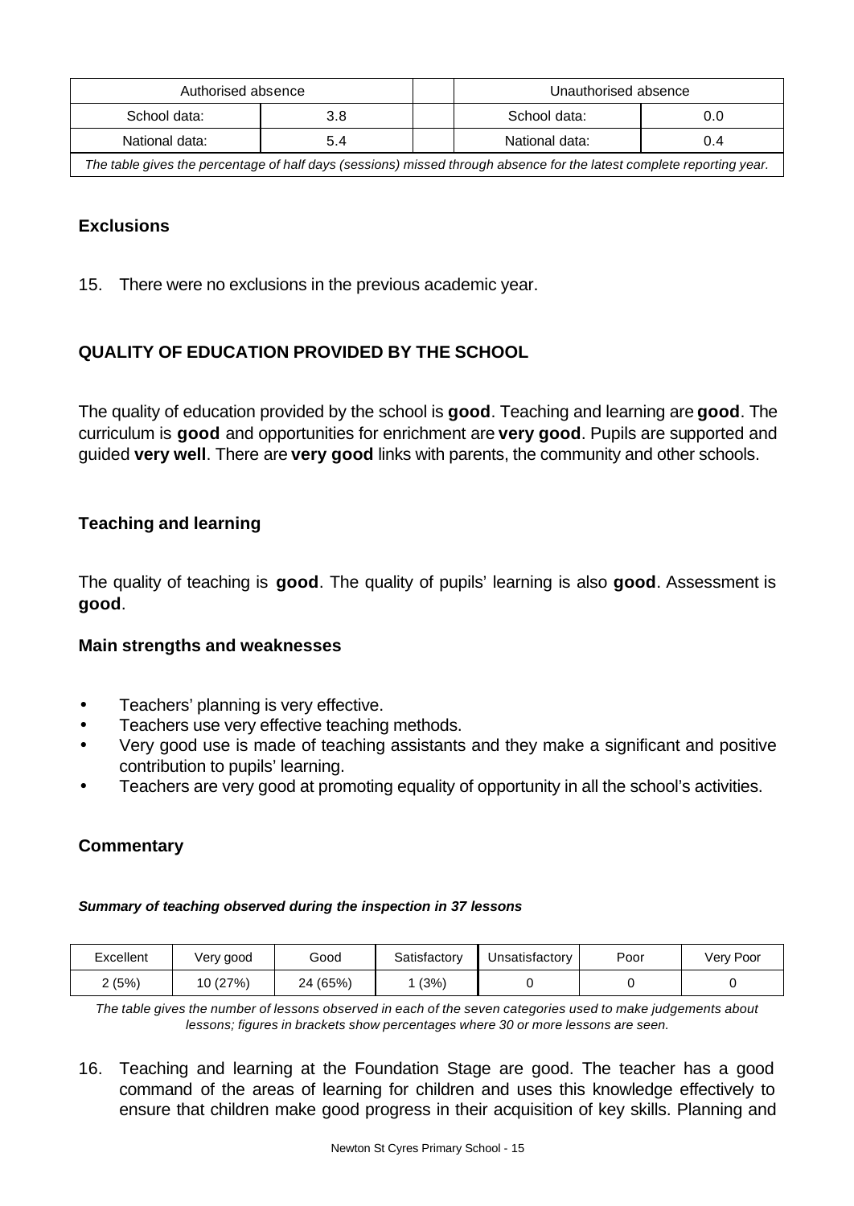| Authorised absence | | | Unauthorised absence | |
|---|---|---|---|---|
| School data: | 3.8 | | School data: | 0.0 |
| National data: | 5.4 | | National data: | 0.4 |

*The table gives the percentage of half days (sessions) missed through absence for the latest complete reporting year.*

### Exclusions

15. There were no exclusions in the previous academic year.

## QUALITY OF EDUCATION PROVIDED BY THE SCHOOL

The quality of education provided by the school is **good**. Teaching and learning are **good**. The curriculum is **good** and opportunities for enrichment are **very good**. Pupils are supported and guided **very well**. There are **very good** links with parents, the community and other schools.

### Teaching and learning

The quality of teaching is **good**. The quality of pupils' learning is also **good**. Assessment is **good**.

#### Main strengths and weaknesses

- Teachers' planning is very effective.
- Teachers use very effective teaching methods.
- Very good use is made of teaching assistants and they make a significant and positive contribution to pupils' learning.
- Teachers are very good at promoting equality of opportunity in all the school's activities.

### Commentary

***Summary of teaching observed during the inspection in 37 lessons***

| Excellent | Very good | Good | Satisfactory | Unsatisfactory | Poor | Very Poor |
|---|---|---|---|---|---|---|
| 2 (5%) | 10 (27%) | 24 (65%) | 1 (3%) | 0 | 0 | 0 |

*The table gives the number of lessons observed in each of the seven categories used to make judgements about lessons; figures in brackets show percentages where 30 or more lessons are seen.*

16. Teaching and learning at the Foundation Stage are good. The teacher has a good command of the areas of learning for children and uses this knowledge effectively to ensure that children make good progress in their acquisition of key skills. Planning and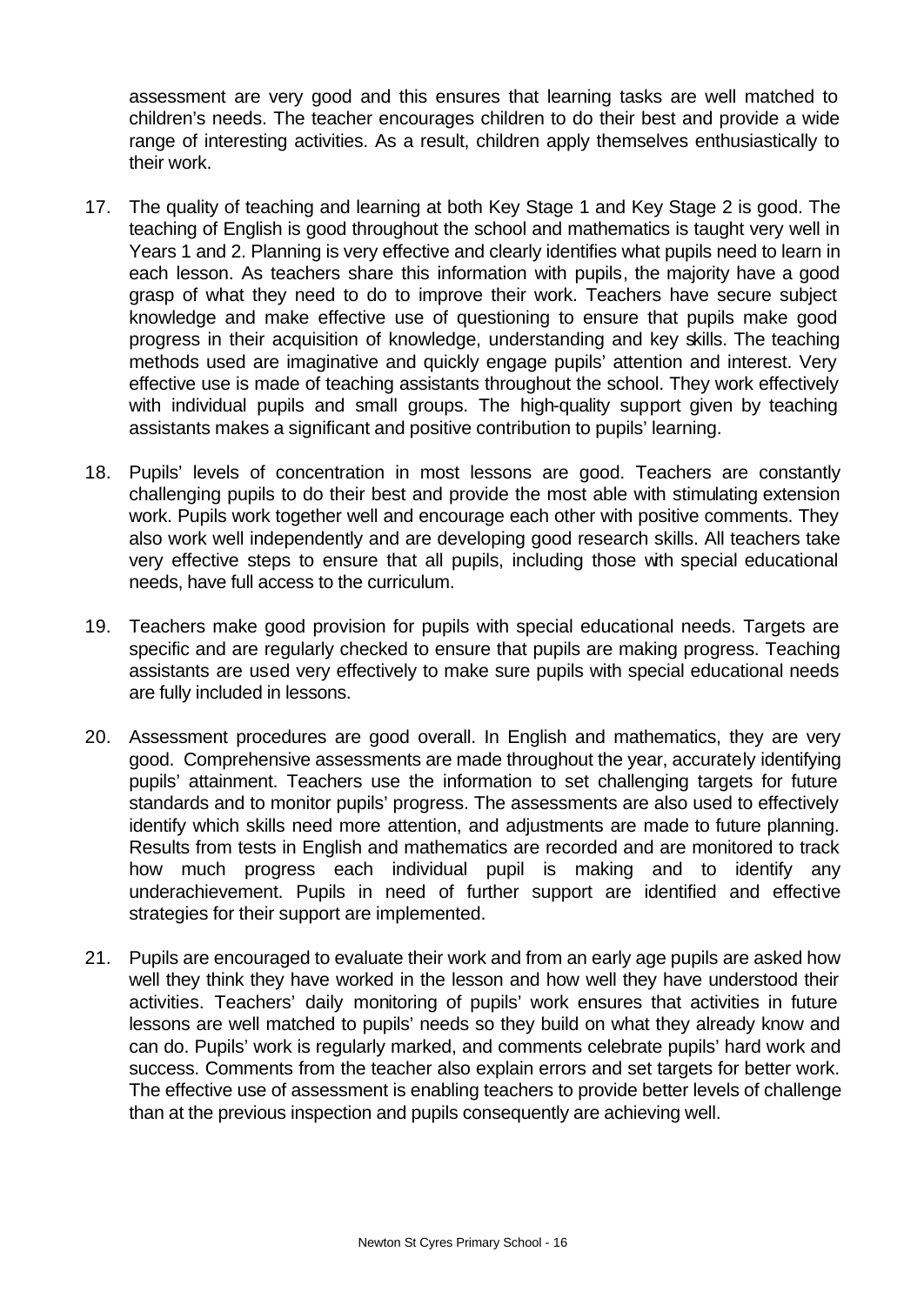assessment are very good and this ensures that learning tasks are well matched to children's needs. The teacher encourages children to do their best and provide a wide range of interesting activities. As a result, children apply themselves enthusiastically to their work.

17. The quality of teaching and learning at both Key Stage 1 and Key Stage 2 is good. The teaching of English is good throughout the school and mathematics is taught very well in Years 1 and 2. Planning is very effective and clearly identifies what pupils need to learn in each lesson. As teachers share this information with pupils, the majority have a good grasp of what they need to do to improve their work. Teachers have secure subject knowledge and make effective use of questioning to ensure that pupils make good progress in their acquisition of knowledge, understanding and key skills. The teaching methods used are imaginative and quickly engage pupils' attention and interest. Very effective use is made of teaching assistants throughout the school. They work effectively with individual pupils and small groups. The high-quality support given by teaching assistants makes a significant and positive contribution to pupils' learning.

18. Pupils' levels of concentration in most lessons are good. Teachers are constantly challenging pupils to do their best and provide the most able with stimulating extension work. Pupils work together well and encourage each other with positive comments. They also work well independently and are developing good research skills. All teachers take very effective steps to ensure that all pupils, including those with special educational needs, have full access to the curriculum.

19. Teachers make good provision for pupils with special educational needs. Targets are specific and are regularly checked to ensure that pupils are making progress. Teaching assistants are used very effectively to make sure pupils with special educational needs are fully included in lessons.

20. Assessment procedures are good overall. In English and mathematics, they are very good. Comprehensive assessments are made throughout the year, accurately identifying pupils' attainment. Teachers use the information to set challenging targets for future standards and to monitor pupils' progress. The assessments are also used to effectively identify which skills need more attention, and adjustments are made to future planning. Results from tests in English and mathematics are recorded and are monitored to track how much progress each individual pupil is making and to identify any underachievement. Pupils in need of further support are identified and effective strategies for their support are implemented.

21. Pupils are encouraged to evaluate their work and from an early age pupils are asked how well they think they have worked in the lesson and how well they have understood their activities. Teachers' daily monitoring of pupils' work ensures that activities in future lessons are well matched to pupils' needs so they build on what they already know and can do. Pupils' work is regularly marked, and comments celebrate pupils' hard work and success. Comments from the teacher also explain errors and set targets for better work. The effective use of assessment is enabling teachers to provide better levels of challenge than at the previous inspection and pupils consequently are achieving well.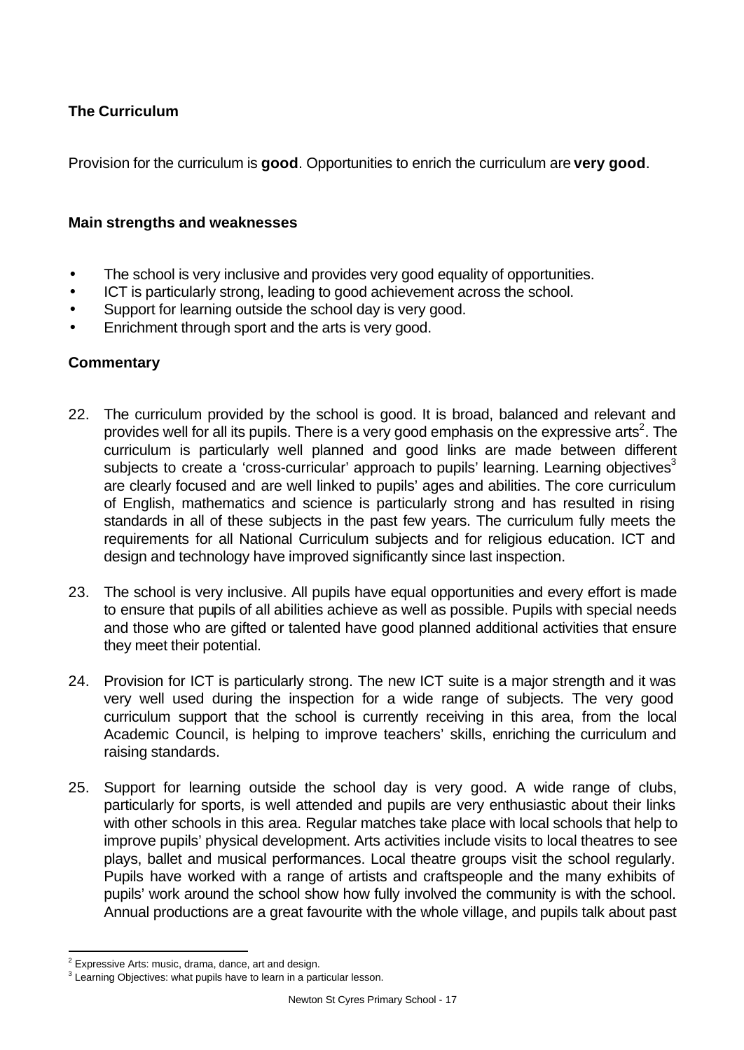### The Curriculum

Provision for the curriculum is **good**. Opportunities to enrich the curriculum are **very good**.

#### Main strengths and weaknesses

- The school is very inclusive and provides very good equality of opportunities.
- ICT is particularly strong, leading to good achievement across the school.
- Support for learning outside the school day is very good.
- Enrichment through sport and the arts is very good.

#### Commentary

22. The curriculum provided by the school is good. It is broad, balanced and relevant and provides well for all its pupils. There is a very good emphasis on the expressive arts[2]. The curriculum is particularly well planned and good links are made between different subjects to create a 'cross-curricular' approach to pupils' learning. Learning objectives[3] are clearly focused and are well linked to pupils' ages and abilities. The core curriculum of English, mathematics and science is particularly strong and has resulted in rising standards in all of these subjects in the past few years. The curriculum fully meets the requirements for all National Curriculum subjects and for religious education. ICT and design and technology have improved significantly since last inspection.

23. The school is very inclusive. All pupils have equal opportunities and every effort is made to ensure that pupils of all abilities achieve as well as possible. Pupils with special needs and those who are gifted or talented have good planned additional activities that ensure they meet their potential.

24. Provision for ICT is particularly strong. The new ICT suite is a major strength and it was very well used during the inspection for a wide range of subjects. The very good curriculum support that the school is currently receiving in this area, from the local Academic Council, is helping to improve teachers' skills, enriching the curriculum and raising standards.

25. Support for learning outside the school day is very good. A wide range of clubs, particularly for sports, is well attended and pupils are very enthusiastic about their links with other schools in this area. Regular matches take place with local schools that help to improve pupils' physical development. Arts activities include visits to local theatres to see plays, ballet and musical performances. Local theatre groups visit the school regularly. Pupils have worked with a range of artists and craftspeople and the many exhibits of pupils' work around the school show how fully involved the community is with the school. Annual productions are a great favourite with the whole village, and pupils talk about past

---

[2] Expressive Arts: music, drama, dance, art and design.

[3] Learning Objectives: what pupils have to learn in a particular lesson.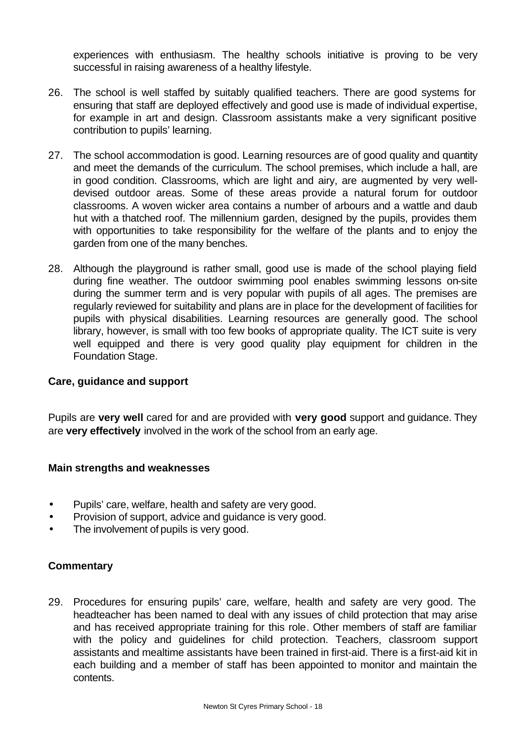experiences with enthusiasm. The healthy schools initiative is proving to be very successful in raising awareness of a healthy lifestyle.

26. The school is well staffed by suitably qualified teachers. There are good systems for ensuring that staff are deployed effectively and good use is made of individual expertise, for example in art and design. Classroom assistants make a very significant positive contribution to pupils' learning.

27. The school accommodation is good. Learning resources are of good quality and quantity and meet the demands of the curriculum. The school premises, which include a hall, are in good condition. Classrooms, which are light and airy, are augmented by very well-devised outdoor areas. Some of these areas provide a natural forum for outdoor classrooms. A woven wicker area contains a number of arbours and a wattle and daub hut with a thatched roof. The millennium garden, designed by the pupils, provides them with opportunities to take responsibility for the welfare of the plants and to enjoy the garden from one of the many benches.

28. Although the playground is rather small, good use is made of the school playing field during fine weather. The outdoor swimming pool enables swimming lessons on-site during the summer term and is very popular with pupils of all ages. The premises are regularly reviewed for suitability and plans are in place for the development of facilities for pupils with physical disabilities. Learning resources are generally good. The school library, however, is small with too few books of appropriate quality. The ICT suite is very well equipped and there is very good quality play equipment for children in the Foundation Stage.

### Care, guidance and support

Pupils are **very well** cared for and are provided with **very good** support and guidance. They are **very effectively** involved in the work of the school from an early age.

#### Main strengths and weaknesses

- Pupils' care, welfare, health and safety are very good.
- Provision of support, advice and guidance is very good.
- The involvement of pupils is very good.

#### Commentary

29. Procedures for ensuring pupils' care, welfare, health and safety are very good. The headteacher has been named to deal with any issues of child protection that may arise and has received appropriate training for this role. Other members of staff are familiar with the policy and guidelines for child protection. Teachers, classroom support assistants and mealtime assistants have been trained in first-aid. There is a first-aid kit in each building and a member of staff has been appointed to monitor and maintain the contents.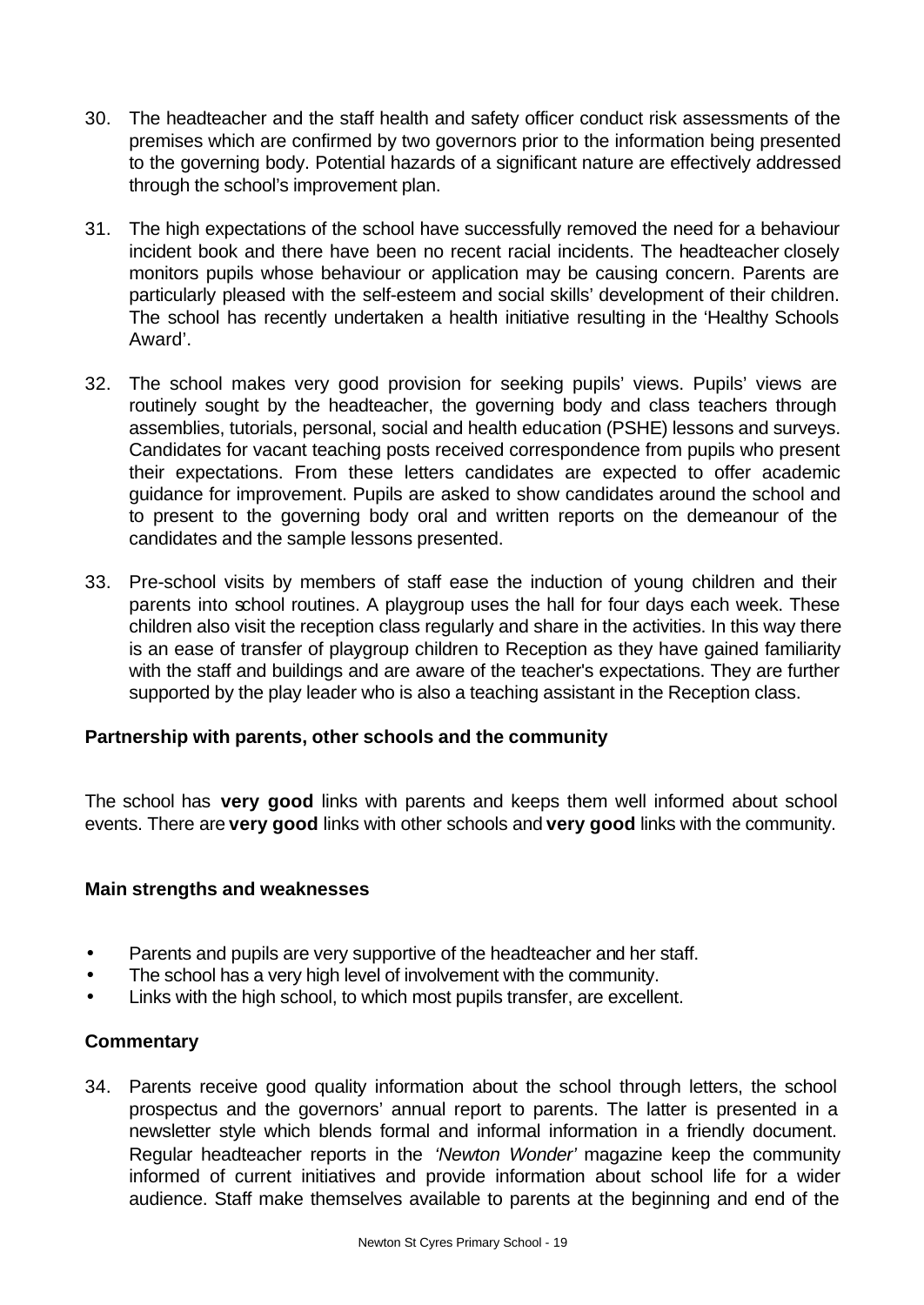30. The headteacher and the staff health and safety officer conduct risk assessments of the premises which are confirmed by two governors prior to the information being presented to the governing body. Potential hazards of a significant nature are effectively addressed through the school's improvement plan.

31. The high expectations of the school have successfully removed the need for a behaviour incident book and there have been no recent racial incidents. The headteacher closely monitors pupils whose behaviour or application may be causing concern. Parents are particularly pleased with the self-esteem and social skills' development of their children. The school has recently undertaken a health initiative resulting in the 'Healthy Schools Award'.

32. The school makes very good provision for seeking pupils' views. Pupils' views are routinely sought by the headteacher, the governing body and class teachers through assemblies, tutorials, personal, social and health education (PSHE) lessons and surveys. Candidates for vacant teaching posts received correspondence from pupils who present their expectations. From these letters candidates are expected to offer academic guidance for improvement. Pupils are asked to show candidates around the school and to present to the governing body oral and written reports on the demeanour of the candidates and the sample lessons presented.

33. Pre-school visits by members of staff ease the induction of young children and their parents into school routines. A playgroup uses the hall for four days each week. These children also visit the reception class regularly and share in the activities. In this way there is an ease of transfer of playgroup children to Reception as they have gained familiarity with the staff and buildings and are aware of the teacher's expectations. They are further supported by the play leader who is also a teaching assistant in the Reception class.

### Partnership with parents, other schools and the community

The school has **very good** links with parents and keeps them well informed about school events. There are **very good** links with other schools and **very good** links with the community.

### Main strengths and weaknesses

- Parents and pupils are very supportive of the headteacher and her staff.
- The school has a very high level of involvement with the community.
- Links with the high school, to which most pupils transfer, are excellent.

### Commentary

34. Parents receive good quality information about the school through letters, the school prospectus and the governors' annual report to parents. The latter is presented in a newsletter style which blends formal and informal information in a friendly document. Regular headteacher reports in the *'Newton Wonder'* magazine keep the community informed of current initiatives and provide information about school life for a wider audience. Staff make themselves available to parents at the beginning and end of the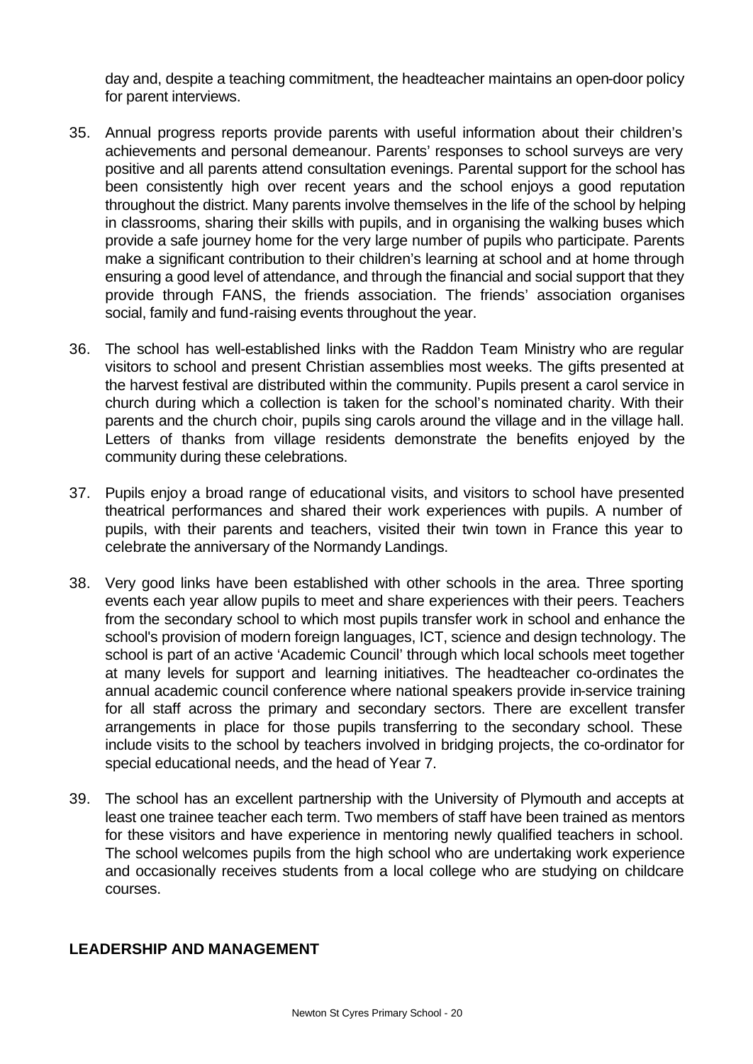day and, despite a teaching commitment, the headteacher maintains an open-door policy for parent interviews.

35. Annual progress reports provide parents with useful information about their children's achievements and personal demeanour. Parents' responses to school surveys are very positive and all parents attend consultation evenings. Parental support for the school has been consistently high over recent years and the school enjoys a good reputation throughout the district. Many parents involve themselves in the life of the school by helping in classrooms, sharing their skills with pupils, and in organising the walking buses which provide a safe journey home for the very large number of pupils who participate. Parents make a significant contribution to their children's learning at school and at home through ensuring a good level of attendance, and through the financial and social support that they provide through FANS, the friends association. The friends' association organises social, family and fund-raising events throughout the year.

36. The school has well-established links with the Raddon Team Ministry who are regular visitors to school and present Christian assemblies most weeks. The gifts presented at the harvest festival are distributed within the community. Pupils present a carol service in church during which a collection is taken for the school's nominated charity. With their parents and the church choir, pupils sing carols around the village and in the village hall. Letters of thanks from village residents demonstrate the benefits enjoyed by the community during these celebrations.

37. Pupils enjoy a broad range of educational visits, and visitors to school have presented theatrical performances and shared their work experiences with pupils. A number of pupils, with their parents and teachers, visited their twin town in France this year to celebrate the anniversary of the Normandy Landings.

38. Very good links have been established with other schools in the area. Three sporting events each year allow pupils to meet and share experiences with their peers. Teachers from the secondary school to which most pupils transfer work in school and enhance the school's provision of modern foreign languages, ICT, science and design technology. The school is part of an active 'Academic Council' through which local schools meet together at many levels for support and learning initiatives. The headteacher co-ordinates the annual academic council conference where national speakers provide in-service training for all staff across the primary and secondary sectors. There are excellent transfer arrangements in place for those pupils transferring to the secondary school. These include visits to the school by teachers involved in bridging projects, the co-ordinator for special educational needs, and the head of Year 7.

39. The school has an excellent partnership with the University of Plymouth and accepts at least one trainee teacher each term. Two members of staff have been trained as mentors for these visitors and have experience in mentoring newly qualified teachers in school. The school welcomes pupils from the high school who are undertaking work experience and occasionally receives students from a local college who are studying on childcare courses.

## LEADERSHIP AND MANAGEMENT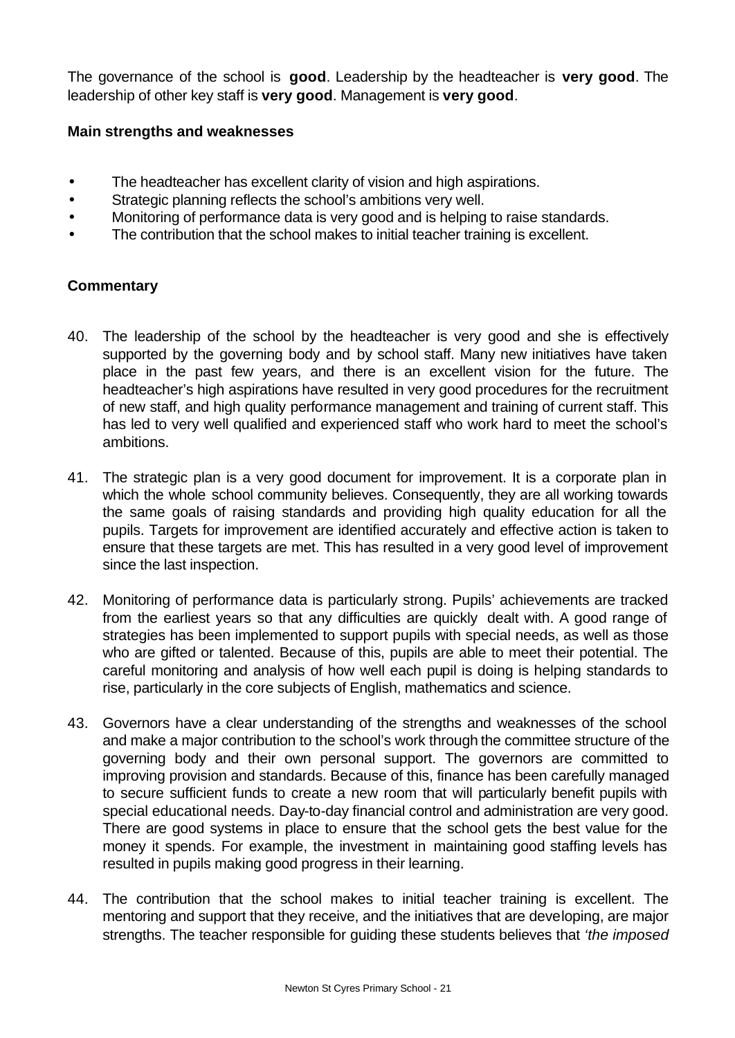The governance of the school is **good**. Leadership by the headteacher is **very good**. The leadership of other key staff is **very good**. Management is **very good**.

### Main strengths and weaknesses

- The headteacher has excellent clarity of vision and high aspirations.
- Strategic planning reflects the school's ambitions very well.
- Monitoring of performance data is very good and is helping to raise standards.
- The contribution that the school makes to initial teacher training is excellent.

### Commentary

40. The leadership of the school by the headteacher is very good and she is effectively supported by the governing body and by school staff. Many new initiatives have taken place in the past few years, and there is an excellent vision for the future. The headteacher's high aspirations have resulted in very good procedures for the recruitment of new staff, and high quality performance management and training of current staff. This has led to very well qualified and experienced staff who work hard to meet the school's ambitions.

41. The strategic plan is a very good document for improvement. It is a corporate plan in which the whole school community believes. Consequently, they are all working towards the same goals of raising standards and providing high quality education for all the pupils. Targets for improvement are identified accurately and effective action is taken to ensure that these targets are met. This has resulted in a very good level of improvement since the last inspection.

42. Monitoring of performance data is particularly strong. Pupils' achievements are tracked from the earliest years so that any difficulties are quickly dealt with. A good range of strategies has been implemented to support pupils with special needs, as well as those who are gifted or talented. Because of this, pupils are able to meet their potential. The careful monitoring and analysis of how well each pupil is doing is helping standards to rise, particularly in the core subjects of English, mathematics and science.

43. Governors have a clear understanding of the strengths and weaknesses of the school and make a major contribution to the school's work through the committee structure of the governing body and their own personal support. The governors are committed to improving provision and standards. Because of this, finance has been carefully managed to secure sufficient funds to create a new room that will particularly benefit pupils with special educational needs. Day-to-day financial control and administration are very good. There are good systems in place to ensure that the school gets the best value for the money it spends. For example, the investment in maintaining good staffing levels has resulted in pupils making good progress in their learning.

44. The contribution that the school makes to initial teacher training is excellent. The mentoring and support that they receive, and the initiatives that are developing, are major strengths. The teacher responsible for guiding these students believes that *'the imposed*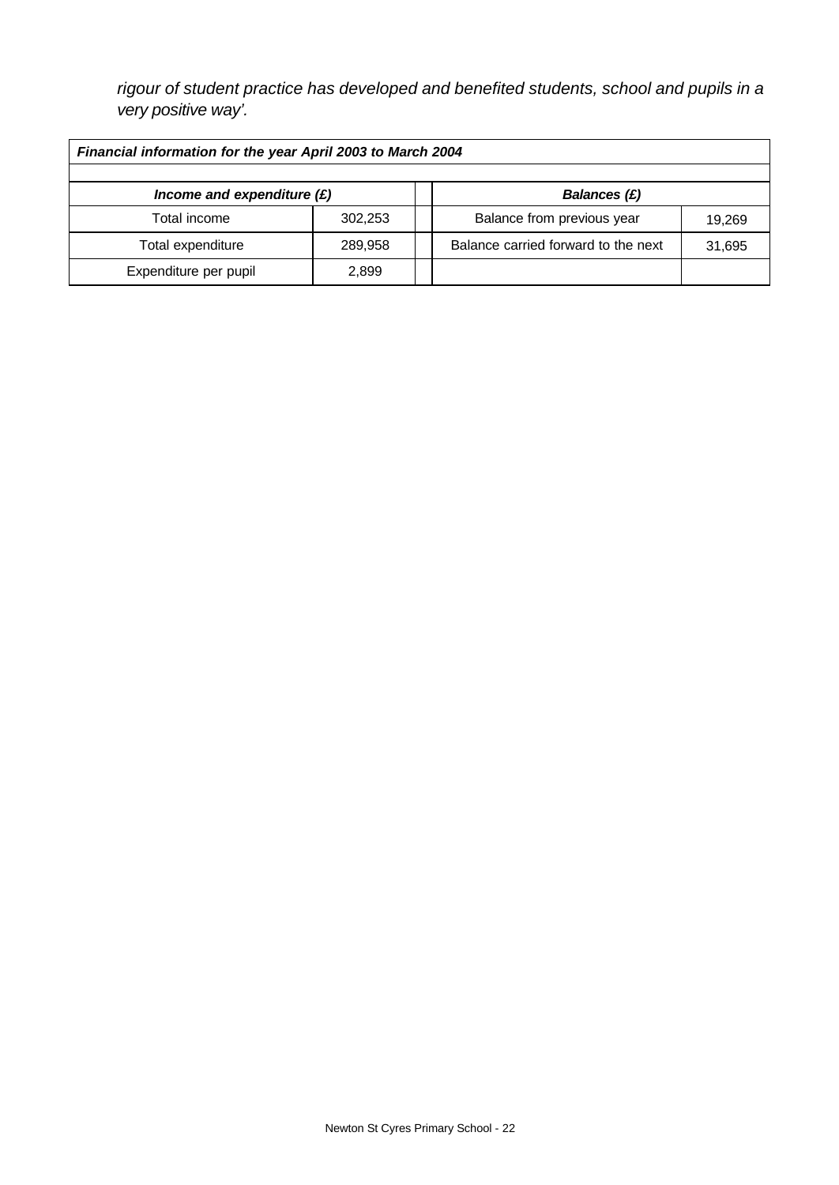*rigour of student practice has developed and benefited students, school and pupils in a very positive way'.*

| ***Financial information for the year April 2003 to March 2004*** | | | | |
|---|---|---|---|---|
| ***Income and expenditure (£)*** | | | ***Balances (£)*** | |
| Total income | 302,253 | | Balance from previous year | 19,269 |
| Total expenditure | 289,958 | | Balance carried forward to the next | 31,695 |
| Expenditure per pupil | 2,899 | | | |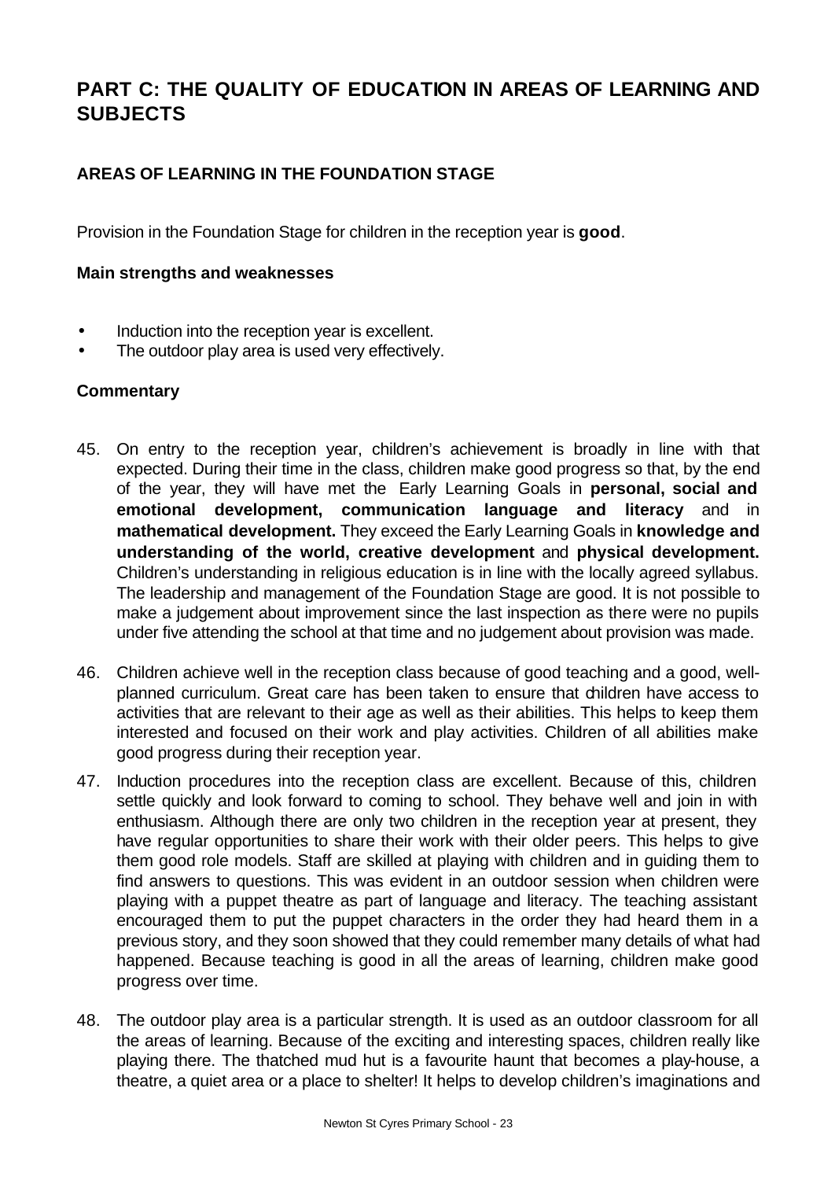# PART C: THE QUALITY OF EDUCATION IN AREAS OF LEARNING AND SUBJECTS

## AREAS OF LEARNING IN THE FOUNDATION STAGE

Provision in the Foundation Stage for children in the reception year is **good**.

### Main strengths and weaknesses

- Induction into the reception year is excellent.
- The outdoor play area is used very effectively.

### Commentary

45. On entry to the reception year, children's achievement is broadly in line with that expected. During their time in the class, children make good progress so that, by the end of the year, they will have met the Early Learning Goals in **personal, social and emotional development, communication language and literacy** and in **mathematical development.** They exceed the Early Learning Goals in **knowledge and understanding of the world, creative development** and **physical development.** Children's understanding in religious education is in line with the locally agreed syllabus. The leadership and management of the Foundation Stage are good. It is not possible to make a judgement about improvement since the last inspection as there were no pupils under five attending the school at that time and no judgement about provision was made.

46. Children achieve well in the reception class because of good teaching and a good, well-planned curriculum. Great care has been taken to ensure that children have access to activities that are relevant to their age as well as their abilities. This helps to keep them interested and focused on their work and play activities. Children of all abilities make good progress during their reception year.

47. Induction procedures into the reception class are excellent. Because of this, children settle quickly and look forward to coming to school. They behave well and join in with enthusiasm. Although there are only two children in the reception year at present, they have regular opportunities to share their work with their older peers. This helps to give them good role models. Staff are skilled at playing with children and in guiding them to find answers to questions. This was evident in an outdoor session when children were playing with a puppet theatre as part of language and literacy. The teaching assistant encouraged them to put the puppet characters in the order they had heard them in a previous story, and they soon showed that they could remember many details of what had happened. Because teaching is good in all the areas of learning, children make good progress over time.

48. The outdoor play area is a particular strength. It is used as an outdoor classroom for all the areas of learning. Because of the exciting and interesting spaces, children really like playing there. The thatched mud hut is a favourite haunt that becomes a play-house, a theatre, a quiet area or a place to shelter! It helps to develop children's imaginations and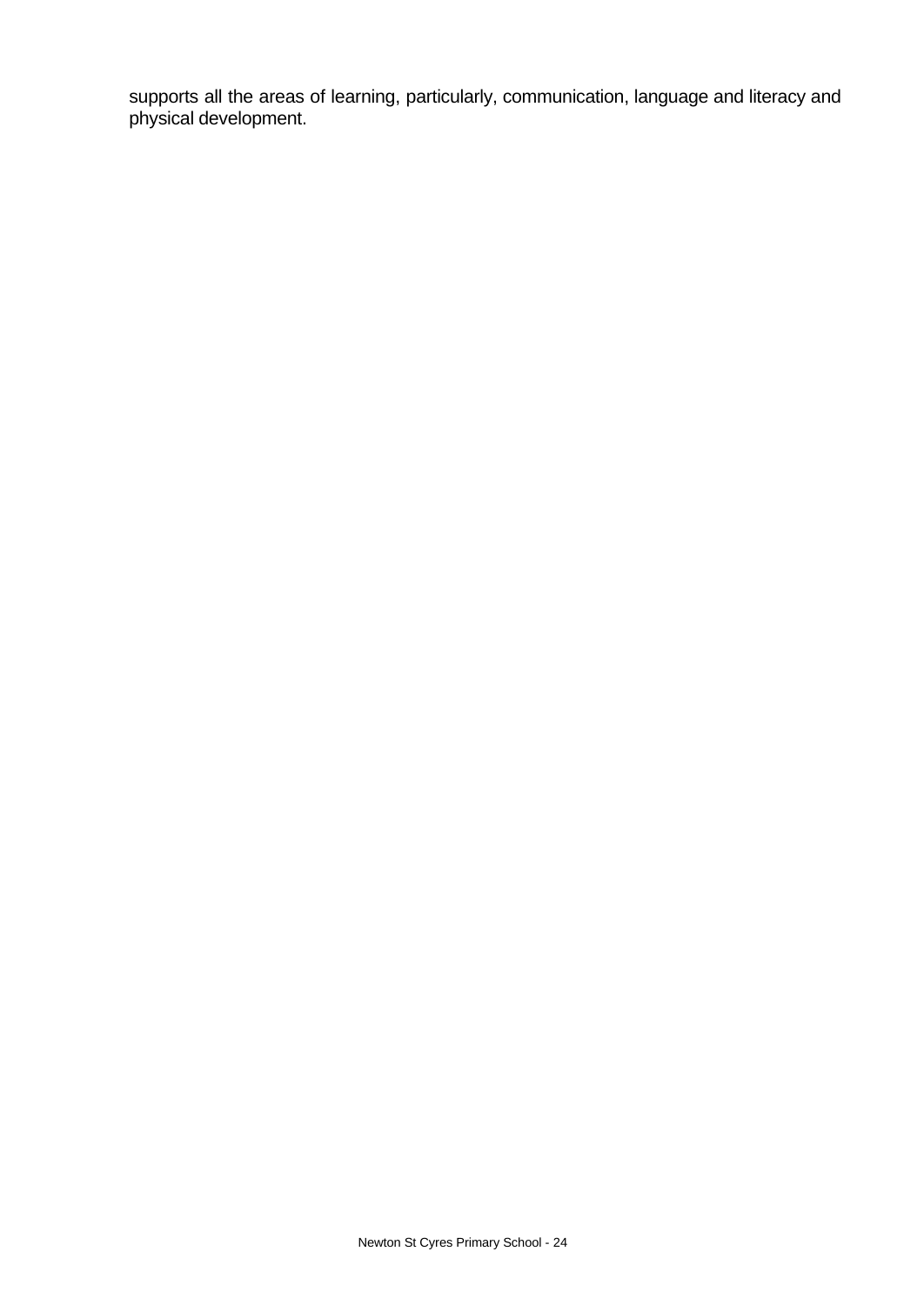supports all the areas of learning, particularly, communication, language and literacy and physical development.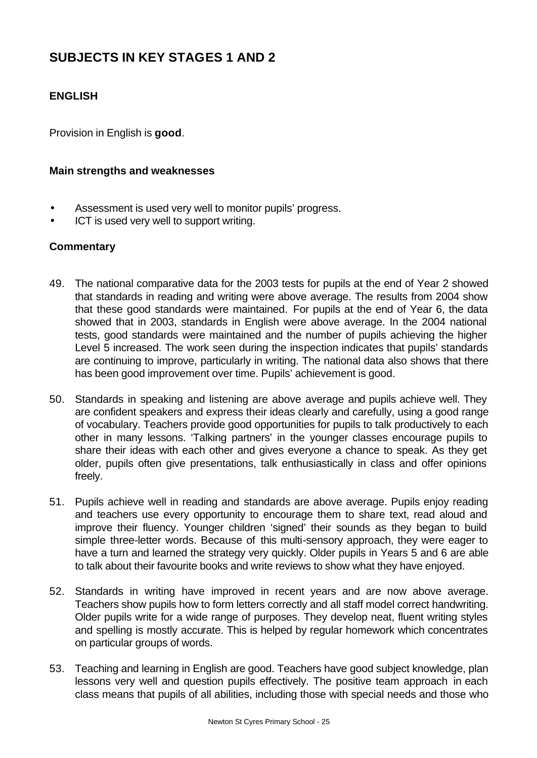# SUBJECTS IN KEY STAGES 1 AND 2

## ENGLISH

Provision in English is **good**.

### Main strengths and weaknesses

- Assessment is used very well to monitor pupils' progress.
- ICT is used very well to support writing.

### Commentary

49. The national comparative data for the 2003 tests for pupils at the end of Year 2 showed that standards in reading and writing were above average. The results from 2004 show that these good standards were maintained. For pupils at the end of Year 6, the data showed that in 2003, standards in English were above average. In the 2004 national tests, good standards were maintained and the number of pupils achieving the higher Level 5 increased. The work seen during the inspection indicates that pupils' standards are continuing to improve, particularly in writing. The national data also shows that there has been good improvement over time. Pupils' achievement is good.

50. Standards in speaking and listening are above average and pupils achieve well. They are confident speakers and express their ideas clearly and carefully, using a good range of vocabulary. Teachers provide good opportunities for pupils to talk productively to each other in many lessons. 'Talking partners' in the younger classes encourage pupils to share their ideas with each other and gives everyone a chance to speak. As they get older, pupils often give presentations, talk enthusiastically in class and offer opinions freely.

51. Pupils achieve well in reading and standards are above average. Pupils enjoy reading and teachers use every opportunity to encourage them to share text, read aloud and improve their fluency. Younger children 'signed' their sounds as they began to build simple three-letter words. Because of this multi-sensory approach, they were eager to have a turn and learned the strategy very quickly. Older pupils in Years 5 and 6 are able to talk about their favourite books and write reviews to show what they have enjoyed.

52. Standards in writing have improved in recent years and are now above average. Teachers show pupils how to form letters correctly and all staff model correct handwriting. Older pupils write for a wide range of purposes. They develop neat, fluent writing styles and spelling is mostly accurate. This is helped by regular homework which concentrates on particular groups of words.

53. Teaching and learning in English are good. Teachers have good subject knowledge, plan lessons very well and question pupils effectively. The positive team approach in each class means that pupils of all abilities, including those with special needs and those who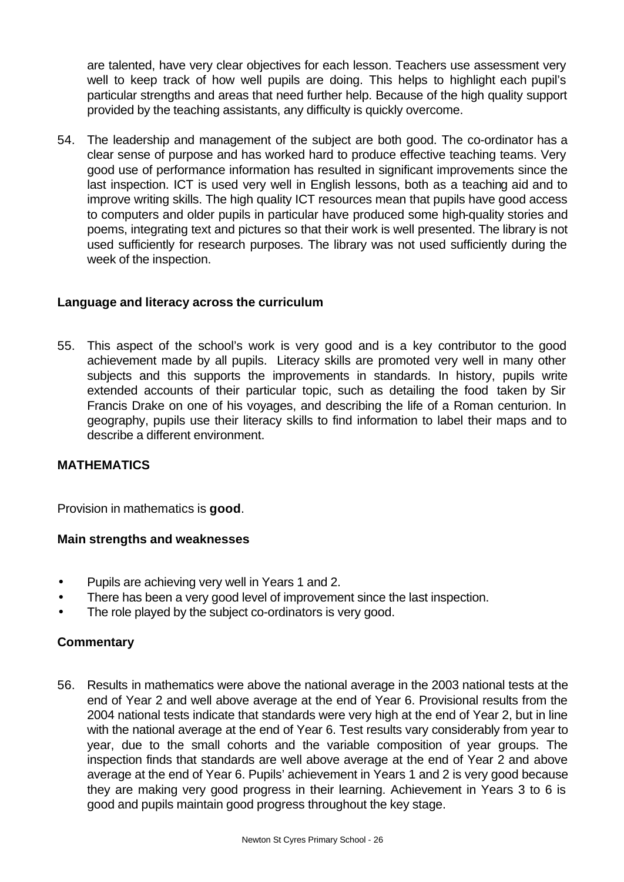are talented, have very clear objectives for each lesson. Teachers use assessment very well to keep track of how well pupils are doing. This helps to highlight each pupil's particular strengths and areas that need further help. Because of the high quality support provided by the teaching assistants, any difficulty is quickly overcome.

54. The leadership and management of the subject are both good. The co-ordinator has a clear sense of purpose and has worked hard to produce effective teaching teams. Very good use of performance information has resulted in significant improvements since the last inspection. ICT is used very well in English lessons, both as a teaching aid and to improve writing skills. The high quality ICT resources mean that pupils have good access to computers and older pupils in particular have produced some high-quality stories and poems, integrating text and pictures so that their work is well presented. The library is not used sufficiently for research purposes. The library was not used sufficiently during the week of the inspection.

### Language and literacy across the curriculum

55. This aspect of the school's work is very good and is a key contributor to the good achievement made by all pupils. Literacy skills are promoted very well in many other subjects and this supports the improvements in standards. In history, pupils write extended accounts of their particular topic, such as detailing the food taken by Sir Francis Drake on one of his voyages, and describing the life of a Roman centurion. In geography, pupils use their literacy skills to find information to label their maps and to describe a different environment.

## MATHEMATICS

Provision in mathematics is **good**.

### Main strengths and weaknesses

- Pupils are achieving very well in Years 1 and 2.
- There has been a very good level of improvement since the last inspection.
- The role played by the subject co-ordinators is very good.

### Commentary

56. Results in mathematics were above the national average in the 2003 national tests at the end of Year 2 and well above average at the end of Year 6. Provisional results from the 2004 national tests indicate that standards were very high at the end of Year 2, but in line with the national average at the end of Year 6. Test results vary considerably from year to year, due to the small cohorts and the variable composition of year groups. The inspection finds that standards are well above average at the end of Year 2 and above average at the end of Year 6. Pupils' achievement in Years 1 and 2 is very good because they are making very good progress in their learning. Achievement in Years 3 to 6 is good and pupils maintain good progress throughout the key stage.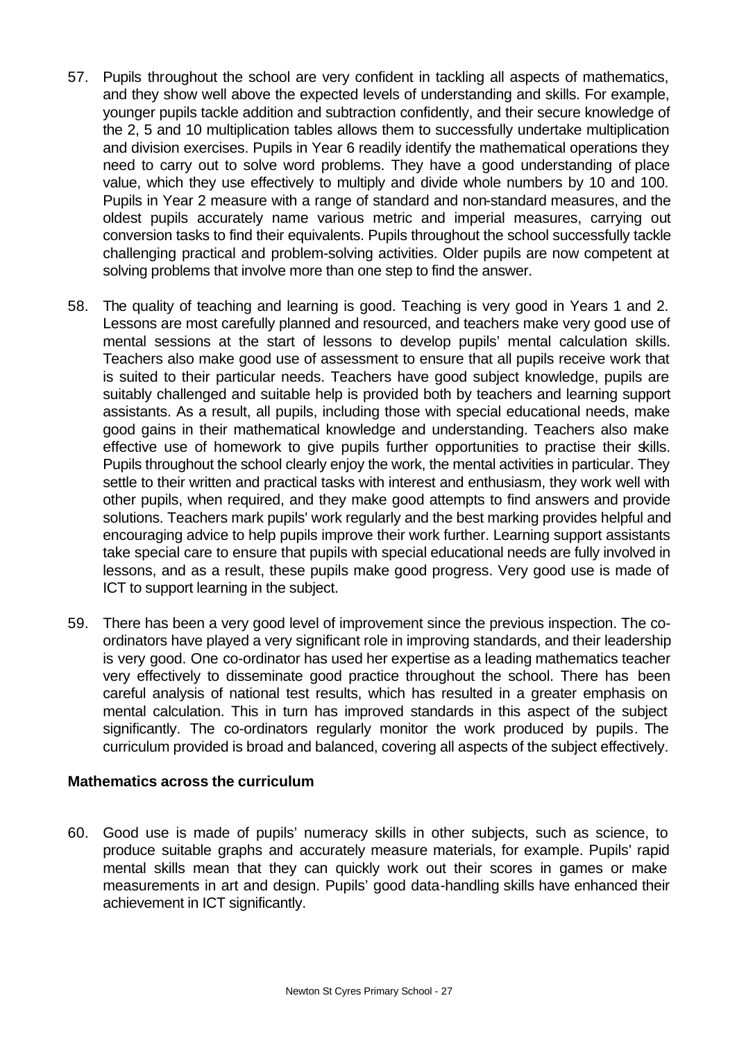57. Pupils throughout the school are very confident in tackling all aspects of mathematics, and they show well above the expected levels of understanding and skills. For example, younger pupils tackle addition and subtraction confidently, and their secure knowledge of the 2, 5 and 10 multiplication tables allows them to successfully undertake multiplication and division exercises. Pupils in Year 6 readily identify the mathematical operations they need to carry out to solve word problems. They have a good understanding of place value, which they use effectively to multiply and divide whole numbers by 10 and 100. Pupils in Year 2 measure with a range of standard and non-standard measures, and the oldest pupils accurately name various metric and imperial measures, carrying out conversion tasks to find their equivalents. Pupils throughout the school successfully tackle challenging practical and problem-solving activities. Older pupils are now competent at solving problems that involve more than one step to find the answer.

58. The quality of teaching and learning is good. Teaching is very good in Years 1 and 2. Lessons are most carefully planned and resourced, and teachers make very good use of mental sessions at the start of lessons to develop pupils' mental calculation skills. Teachers also make good use of assessment to ensure that all pupils receive work that is suited to their particular needs. Teachers have good subject knowledge, pupils are suitably challenged and suitable help is provided both by teachers and learning support assistants. As a result, all pupils, including those with special educational needs, make good gains in their mathematical knowledge and understanding. Teachers also make effective use of homework to give pupils further opportunities to practise their skills. Pupils throughout the school clearly enjoy the work, the mental activities in particular. They settle to their written and practical tasks with interest and enthusiasm, they work well with other pupils, when required, and they make good attempts to find answers and provide solutions. Teachers mark pupils' work regularly and the best marking provides helpful and encouraging advice to help pupils improve their work further. Learning support assistants take special care to ensure that pupils with special educational needs are fully involved in lessons, and as a result, these pupils make good progress. Very good use is made of ICT to support learning in the subject.

59. There has been a very good level of improvement since the previous inspection. The co-ordinators have played a very significant role in improving standards, and their leadership is very good. One co-ordinator has used her expertise as a leading mathematics teacher very effectively to disseminate good practice throughout the school. There has been careful analysis of national test results, which has resulted in a greater emphasis on mental calculation. This in turn has improved standards in this aspect of the subject significantly. The co-ordinators regularly monitor the work produced by pupils. The curriculum provided is broad and balanced, covering all aspects of the subject effectively.

**Mathematics across the curriculum**

60. Good use is made of pupils' numeracy skills in other subjects, such as science, to produce suitable graphs and accurately measure materials, for example. Pupils' rapid mental skills mean that they can quickly work out their scores in games or make measurements in art and design. Pupils' good data-handling skills have enhanced their achievement in ICT significantly.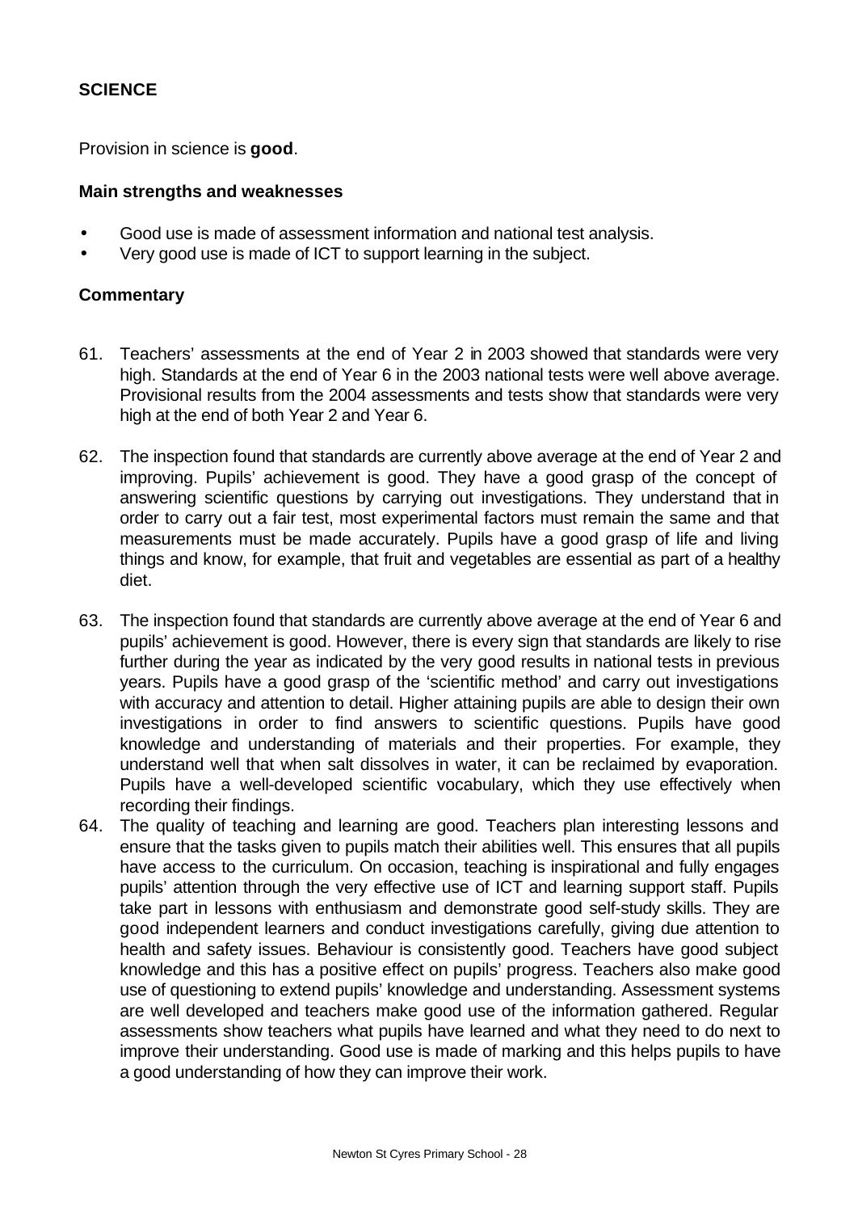### SCIENCE

Provision in science is **good**.

#### Main strengths and weaknesses

- Good use is made of assessment information and national test analysis.
- Very good use is made of ICT to support learning in the subject.

#### Commentary

61. Teachers' assessments at the end of Year 2 in 2003 showed that standards were very high. Standards at the end of Year 6 in the 2003 national tests were well above average. Provisional results from the 2004 assessments and tests show that standards were very high at the end of both Year 2 and Year 6.

62. The inspection found that standards are currently above average at the end of Year 2 and improving. Pupils' achievement is good. They have a good grasp of the concept of answering scientific questions by carrying out investigations. They understand that in order to carry out a fair test, most experimental factors must remain the same and that measurements must be made accurately. Pupils have a good grasp of life and living things and know, for example, that fruit and vegetables are essential as part of a healthy diet.

63. The inspection found that standards are currently above average at the end of Year 6 and pupils' achievement is good. However, there is every sign that standards are likely to rise further during the year as indicated by the very good results in national tests in previous years. Pupils have a good grasp of the 'scientific method' and carry out investigations with accuracy and attention to detail. Higher attaining pupils are able to design their own investigations in order to find answers to scientific questions. Pupils have good knowledge and understanding of materials and their properties. For example, they understand well that when salt dissolves in water, it can be reclaimed by evaporation. Pupils have a well-developed scientific vocabulary, which they use effectively when recording their findings.

64. The quality of teaching and learning are good. Teachers plan interesting lessons and ensure that the tasks given to pupils match their abilities well. This ensures that all pupils have access to the curriculum. On occasion, teaching is inspirational and fully engages pupils' attention through the very effective use of ICT and learning support staff. Pupils take part in lessons with enthusiasm and demonstrate good self-study skills. They are good independent learners and conduct investigations carefully, giving due attention to health and safety issues. Behaviour is consistently good. Teachers have good subject knowledge and this has a positive effect on pupils' progress. Teachers also make good use of questioning to extend pupils' knowledge and understanding. Assessment systems are well developed and teachers make good use of the information gathered. Regular assessments show teachers what pupils have learned and what they need to do next to improve their understanding. Good use is made of marking and this helps pupils to have a good understanding of how they can improve their work.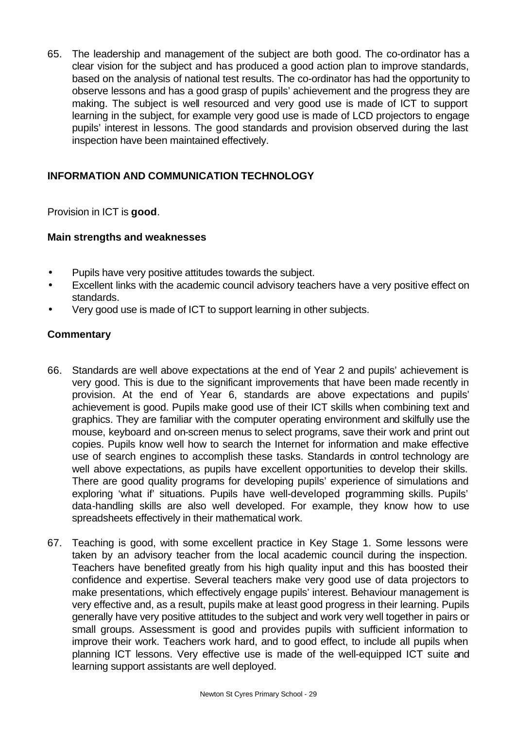65. The leadership and management of the subject are both good. The co-ordinator has a clear vision for the subject and has produced a good action plan to improve standards, based on the analysis of national test results. The co-ordinator has had the opportunity to observe lessons and has a good grasp of pupils' achievement and the progress they are making. The subject is well resourced and very good use is made of ICT to support learning in the subject, for example very good use is made of LCD projectors to engage pupils' interest in lessons. The good standards and provision observed during the last inspection have been maintained effectively.

## INFORMATION AND COMMUNICATION TECHNOLOGY

Provision in ICT is **good**.

### Main strengths and weaknesses

- Pupils have very positive attitudes towards the subject.
- Excellent links with the academic council advisory teachers have a very positive effect on standards.
- Very good use is made of ICT to support learning in other subjects.

### Commentary

66. Standards are well above expectations at the end of Year 2 and pupils' achievement is very good. This is due to the significant improvements that have been made recently in provision. At the end of Year 6, standards are above expectations and pupils' achievement is good. Pupils make good use of their ICT skills when combining text and graphics. They are familiar with the computer operating environment and skilfully use the mouse, keyboard and on-screen menus to select programs, save their work and print out copies. Pupils know well how to search the Internet for information and make effective use of search engines to accomplish these tasks. Standards in control technology are well above expectations, as pupils have excellent opportunities to develop their skills. There are good quality programs for developing pupils' experience of simulations and exploring 'what if' situations. Pupils have well-developed programming skills. Pupils' data-handling skills are also well developed. For example, they know how to use spreadsheets effectively in their mathematical work.

67. Teaching is good, with some excellent practice in Key Stage 1. Some lessons were taken by an advisory teacher from the local academic council during the inspection. Teachers have benefited greatly from his high quality input and this has boosted their confidence and expertise. Several teachers make very good use of data projectors to make presentations, which effectively engage pupils' interest. Behaviour management is very effective and, as a result, pupils make at least good progress in their learning. Pupils generally have very positive attitudes to the subject and work very well together in pairs or small groups. Assessment is good and provides pupils with sufficient information to improve their work. Teachers work hard, and to good effect, to include all pupils when planning ICT lessons. Very effective use is made of the well-equipped ICT suite and learning support assistants are well deployed.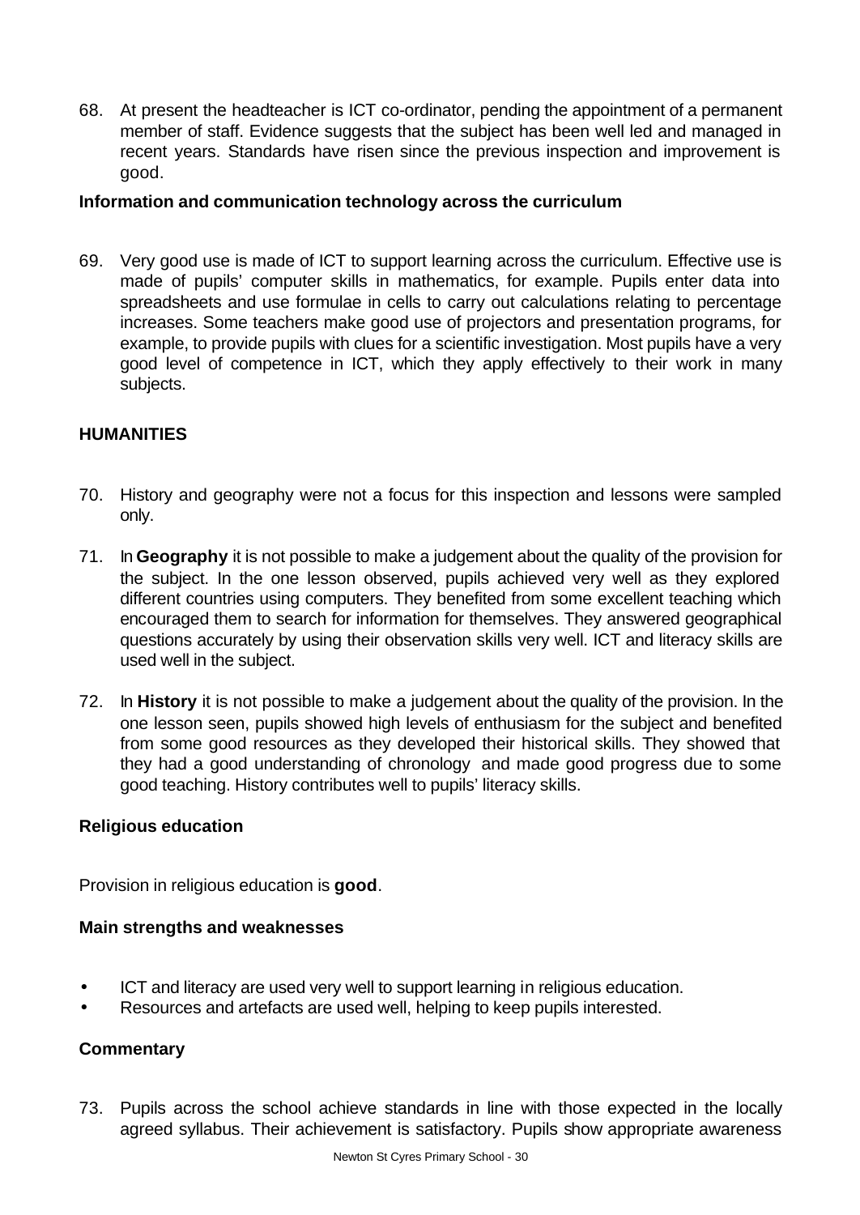68. At present the headteacher is ICT co-ordinator, pending the appointment of a permanent member of staff. Evidence suggests that the subject has been well led and managed in recent years. Standards have risen since the previous inspection and improvement is good.

**Information and communication technology across the curriculum**

69. Very good use is made of ICT to support learning across the curriculum. Effective use is made of pupils' computer skills in mathematics, for example. Pupils enter data into spreadsheets and use formulae in cells to carry out calculations relating to percentage increases. Some teachers make good use of projectors and presentation programs, for example, to provide pupils with clues for a scientific investigation. Most pupils have a very good level of competence in ICT, which they apply effectively to their work in many subjects.

## HUMANITIES

70. History and geography were not a focus for this inspection and lessons were sampled only.

71. In **Geography** it is not possible to make a judgement about the quality of the provision for the subject. In the one lesson observed, pupils achieved very well as they explored different countries using computers. They benefited from some excellent teaching which encouraged them to search for information for themselves. They answered geographical questions accurately by using their observation skills very well. ICT and literacy skills are used well in the subject.

72. In **History** it is not possible to make a judgement about the quality of the provision. In the one lesson seen, pupils showed high levels of enthusiasm for the subject and benefited from some good resources as they developed their historical skills. They showed that they had a good understanding of chronology and made good progress due to some good teaching. History contributes well to pupils' literacy skills.

### Religious education

Provision in religious education is **good**.

**Main strengths and weaknesses**

- ICT and literacy are used very well to support learning in religious education.
- Resources and artefacts are used well, helping to keep pupils interested.

**Commentary**

73. Pupils across the school achieve standards in line with those expected in the locally agreed syllabus. Their achievement is satisfactory. Pupils show appropriate awareness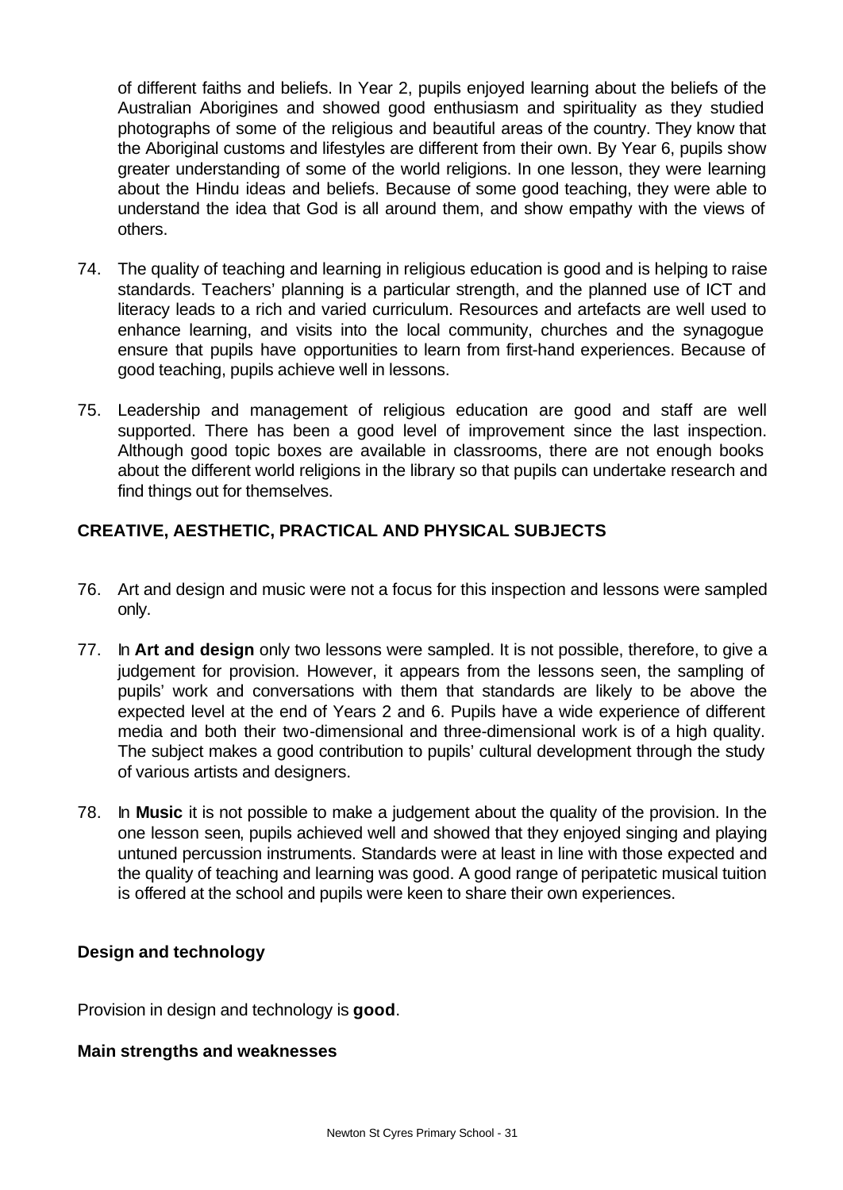of different faiths and beliefs. In Year 2, pupils enjoyed learning about the beliefs of the Australian Aborigines and showed good enthusiasm and spirituality as they studied photographs of some of the religious and beautiful areas of the country. They know that the Aboriginal customs and lifestyles are different from their own. By Year 6, pupils show greater understanding of some of the world religions. In one lesson, they were learning about the Hindu ideas and beliefs. Because of some good teaching, they were able to understand the idea that God is all around them, and show empathy with the views of others.

74. The quality of teaching and learning in religious education is good and is helping to raise standards. Teachers' planning is a particular strength, and the planned use of ICT and literacy leads to a rich and varied curriculum. Resources and artefacts are well used to enhance learning, and visits into the local community, churches and the synagogue ensure that pupils have opportunities to learn from first-hand experiences. Because of good teaching, pupils achieve well in lessons.

75. Leadership and management of religious education are good and staff are well supported. There has been a good level of improvement since the last inspection. Although good topic boxes are available in classrooms, there are not enough books about the different world religions in the library so that pupils can undertake research and find things out for themselves.

## CREATIVE, AESTHETIC, PRACTICAL AND PHYSICAL SUBJECTS

76. Art and design and music were not a focus for this inspection and lessons were sampled only.

77. In **Art and design** only two lessons were sampled. It is not possible, therefore, to give a judgement for provision. However, it appears from the lessons seen, the sampling of pupils' work and conversations with them that standards are likely to be above the expected level at the end of Years 2 and 6. Pupils have a wide experience of different media and both their two-dimensional and three-dimensional work is of a high quality. The subject makes a good contribution to pupils' cultural development through the study of various artists and designers.

78. In **Music** it is not possible to make a judgement about the quality of the provision. In the one lesson seen, pupils achieved well and showed that they enjoyed singing and playing untuned percussion instruments. Standards were at least in line with those expected and the quality of teaching and learning was good. A good range of peripatetic musical tuition is offered at the school and pupils were keen to share their own experiences.

### Design and technology

Provision in design and technology is **good**.

### Main strengths and weaknesses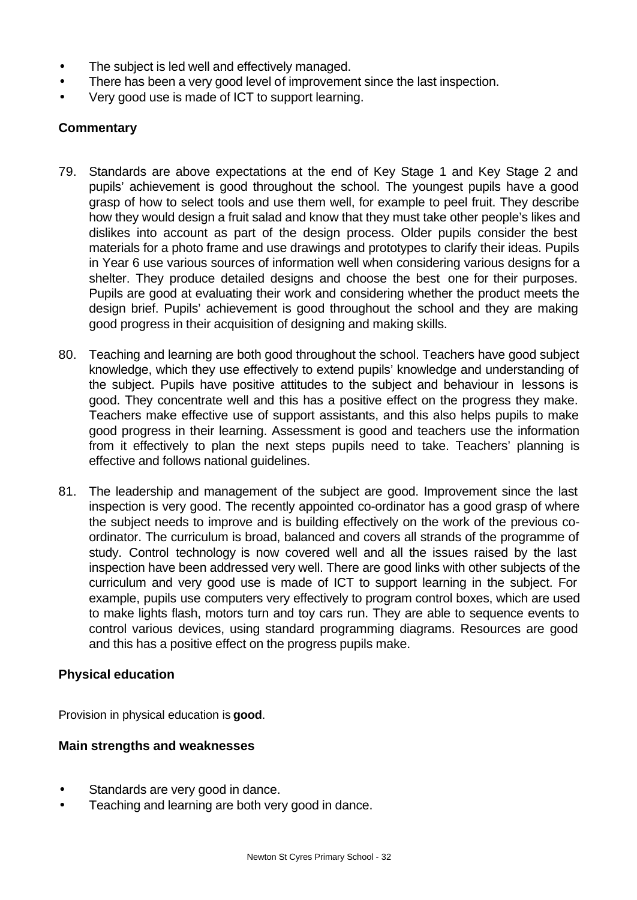- The subject is led well and effectively managed.
- There has been a very good level of improvement since the last inspection.
- Very good use is made of ICT to support learning.

**Commentary**

79. Standards are above expectations at the end of Key Stage 1 and Key Stage 2 and pupils' achievement is good throughout the school. The youngest pupils have a good grasp of how to select tools and use them well, for example to peel fruit. They describe how they would design a fruit salad and know that they must take other people's likes and dislikes into account as part of the design process. Older pupils consider the best materials for a photo frame and use drawings and prototypes to clarify their ideas. Pupils in Year 6 use various sources of information well when considering various designs for a shelter. They produce detailed designs and choose the best one for their purposes. Pupils are good at evaluating their work and considering whether the product meets the design brief. Pupils' achievement is good throughout the school and they are making good progress in their acquisition of designing and making skills.

80. Teaching and learning are both good throughout the school. Teachers have good subject knowledge, which they use effectively to extend pupils' knowledge and understanding of the subject. Pupils have positive attitudes to the subject and behaviour in lessons is good. They concentrate well and this has a positive effect on the progress they make. Teachers make effective use of support assistants, and this also helps pupils to make good progress in their learning. Assessment is good and teachers use the information from it effectively to plan the next steps pupils need to take. Teachers' planning is effective and follows national guidelines.

81. The leadership and management of the subject are good. Improvement since the last inspection is very good. The recently appointed co-ordinator has a good grasp of where the subject needs to improve and is building effectively on the work of the previous co-ordinator. The curriculum is broad, balanced and covers all strands of the programme of study. Control technology is now covered well and all the issues raised by the last inspection have been addressed very well. There are good links with other subjects of the curriculum and very good use is made of ICT to support learning in the subject. For example, pupils use computers very effectively to program control boxes, which are used to make lights flash, motors turn and toy cars run. They are able to sequence events to control various devices, using standard programming diagrams. Resources are good and this has a positive effect on the progress pupils make.

### Physical education

Provision in physical education is **good**.

#### Main strengths and weaknesses

- Standards are very good in dance.
- Teaching and learning are both very good in dance.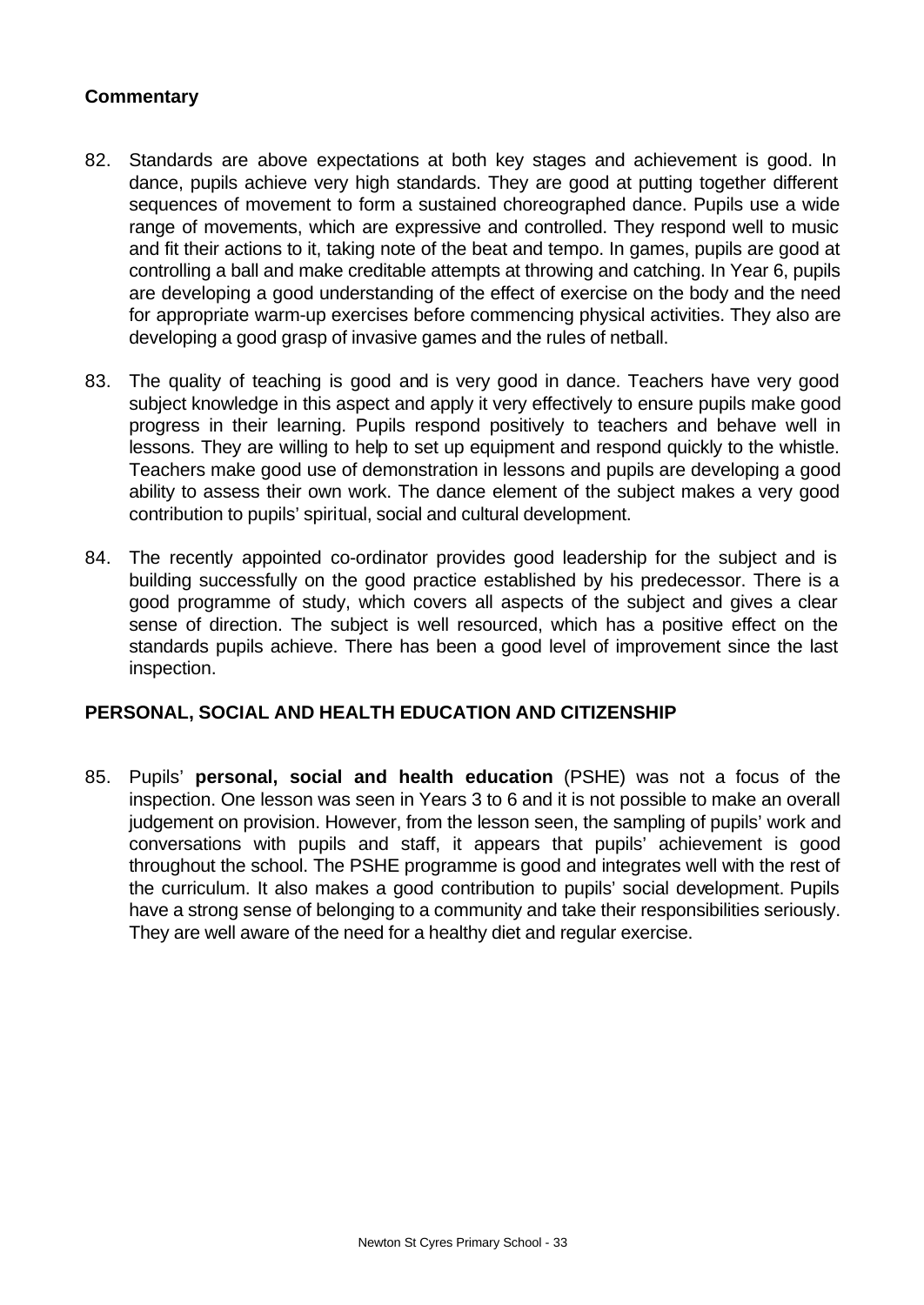**Commentary**

82. Standards are above expectations at both key stages and achievement is good. In dance, pupils achieve very high standards. They are good at putting together different sequences of movement to form a sustained choreographed dance. Pupils use a wide range of movements, which are expressive and controlled. They respond well to music and fit their actions to it, taking note of the beat and tempo. In games, pupils are good at controlling a ball and make creditable attempts at throwing and catching. In Year 6, pupils are developing a good understanding of the effect of exercise on the body and the need for appropriate warm-up exercises before commencing physical activities. They also are developing a good grasp of invasive games and the rules of netball.

83. The quality of teaching is good and is very good in dance. Teachers have very good subject knowledge in this aspect and apply it very effectively to ensure pupils make good progress in their learning. Pupils respond positively to teachers and behave well in lessons. They are willing to help to set up equipment and respond quickly to the whistle. Teachers make good use of demonstration in lessons and pupils are developing a good ability to assess their own work. The dance element of the subject makes a very good contribution to pupils' spiritual, social and cultural development.

84. The recently appointed co-ordinator provides good leadership for the subject and is building successfully on the good practice established by his predecessor. There is a good programme of study, which covers all aspects of the subject and gives a clear sense of direction. The subject is well resourced, which has a positive effect on the standards pupils achieve. There has been a good level of improvement since the last inspection.

## PERSONAL, SOCIAL AND HEALTH EDUCATION AND CITIZENSHIP

85. Pupils' **personal, social and health education** (PSHE) was not a focus of the inspection. One lesson was seen in Years 3 to 6 and it is not possible to make an overall judgement on provision. However, from the lesson seen, the sampling of pupils' work and conversations with pupils and staff, it appears that pupils' achievement is good throughout the school. The PSHE programme is good and integrates well with the rest of the curriculum. It also makes a good contribution to pupils' social development. Pupils have a strong sense of belonging to a community and take their responsibilities seriously. They are well aware of the need for a healthy diet and regular exercise.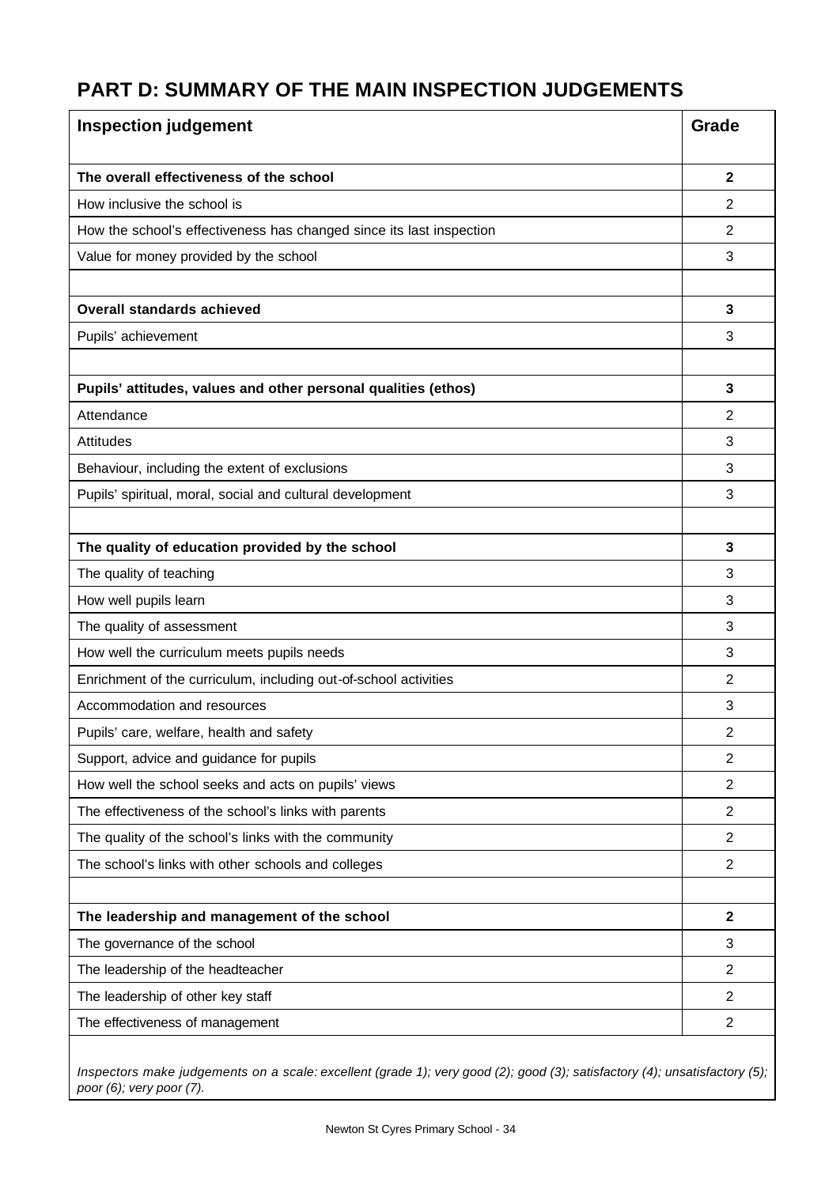## PART D: SUMMARY OF THE MAIN INSPECTION JUDGEMENTS

| Inspection judgement | Grade |
|---|---|
| **The overall effectiveness of the school** | **2** |
| How inclusive the school is | 2 |
| How the school's effectiveness has changed since its last inspection | 2 |
| Value for money provided by the school | 3 |
| | |
| **Overall standards achieved** | **3** |
| Pupils' achievement | 3 |
| | |
| **Pupils' attitudes, values and other personal qualities (ethos)** | **3** |
| Attendance | 2 |
| Attitudes | 3 |
| Behaviour, including the extent of exclusions | 3 |
| Pupils' spiritual, moral, social and cultural development | 3 |
| | |
| **The quality of education provided by the school** | **3** |
| The quality of teaching | 3 |
| How well pupils learn | 3 |
| The quality of assessment | 3 |
| How well the curriculum meets pupils needs | 3 |
| Enrichment of the curriculum, including out-of-school activities | 2 |
| Accommodation and resources | 3 |
| Pupils' care, welfare, health and safety | 2 |
| Support, advice and guidance for pupils | 2 |
| How well the school seeks and acts on pupils' views | 2 |
| The effectiveness of the school's links with parents | 2 |
| The quality of the school's links with the community | 2 |
| The school's links with other schools and colleges | 2 |
| | |
| **The leadership and management of the school** | **2** |
| The governance of the school | 3 |
| The leadership of the headteacher | 2 |
| The leadership of other key staff | 2 |
| The effectiveness of management | 2 |

*Inspectors make judgements on a scale: excellent (grade 1); very good (2); good (3); satisfactory (4); unsatisfactory (5); poor (6); very poor (7).*